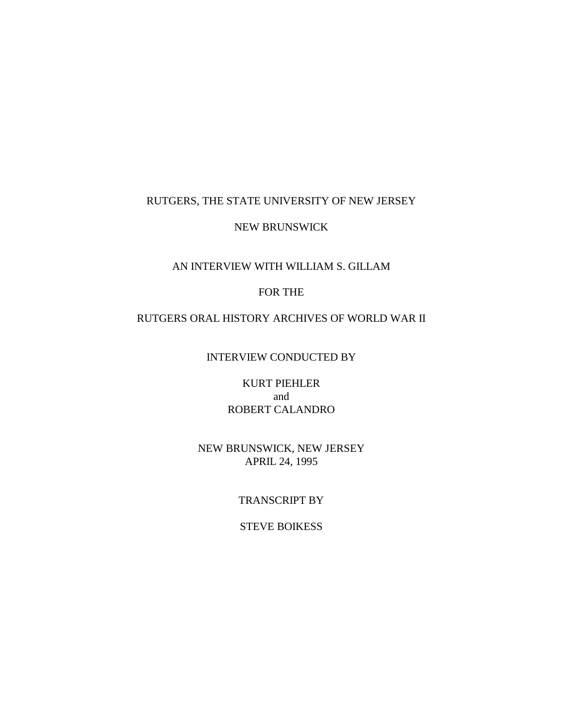RUTGERS, THE STATE UNIVERSITY OF NEW JERSEY

NEW BRUNSWICK

AN INTERVIEW WITH WILLIAM S. GILLAM

FOR THE

RUTGERS ORAL HISTORY ARCHIVES OF WORLD WAR II

INTERVIEW CONDUCTED BY

KURT PIEHLER
and
ROBERT CALANDRO

NEW BRUNSWICK, NEW JERSEY
APRIL 24, 1995

TRANSCRIPT BY

STEVE BOIKESS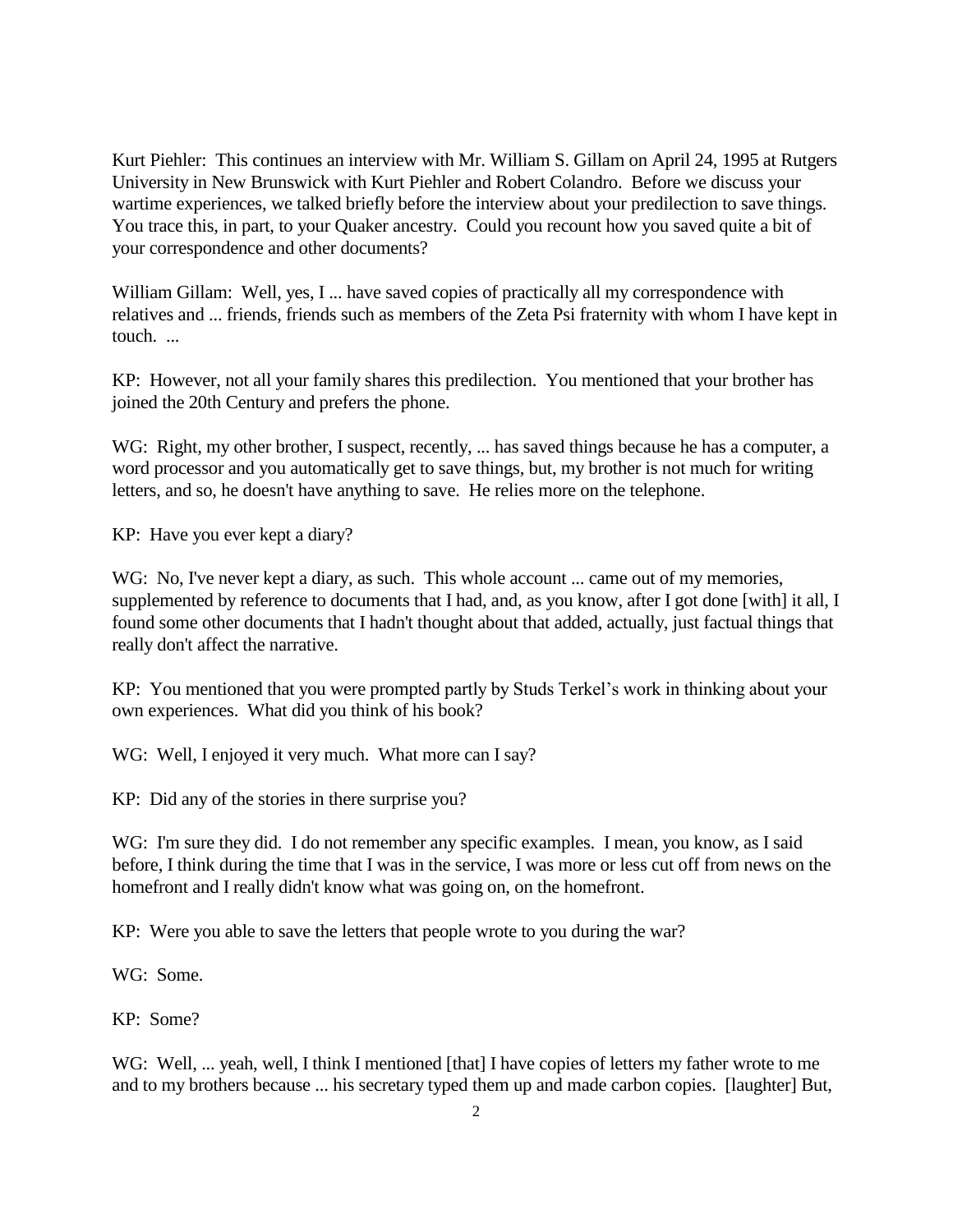Kurt Piehler: This continues an interview with Mr. William S. Gillam on April 24, 1995 at Rutgers University in New Brunswick with Kurt Piehler and Robert Colandro. Before we discuss your wartime experiences, we talked briefly before the interview about your predilection to save things. You trace this, in part, to your Quaker ancestry. Could you recount how you saved quite a bit of your correspondence and other documents?

William Gillam: Well, yes, I ... have saved copies of practically all my correspondence with relatives and ... friends, friends such as members of the Zeta Psi fraternity with whom I have kept in touch. ...

KP: However, not all your family shares this predilection. You mentioned that your brother has joined the 20th Century and prefers the phone.

WG: Right, my other brother, I suspect, recently, ... has saved things because he has a computer, a word processor and you automatically get to save things, but, my brother is not much for writing letters, and so, he doesn't have anything to save. He relies more on the telephone.

KP: Have you ever kept a diary?

WG: No, I've never kept a diary, as such. This whole account ... came out of my memories, supplemented by reference to documents that I had, and, as you know, after I got done [with] it all, I found some other documents that I hadn't thought about that added, actually, just factual things that really don't affect the narrative.

KP: You mentioned that you were prompted partly by Studs Terkel's work in thinking about your own experiences. What did you think of his book?

WG: Well, I enjoyed it very much. What more can I say?

KP: Did any of the stories in there surprise you?

WG: I'm sure they did. I do not remember any specific examples. I mean, you know, as I said before, I think during the time that I was in the service, I was more or less cut off from news on the homefront and I really didn't know what was going on, on the homefront.

KP: Were you able to save the letters that people wrote to you during the war?

WG: Some.

KP: Some?

WG: Well, ... yeah, well, I think I mentioned [that] I have copies of letters my father wrote to me and to my brothers because ... his secretary typed them up and made carbon copies. [laughter] But,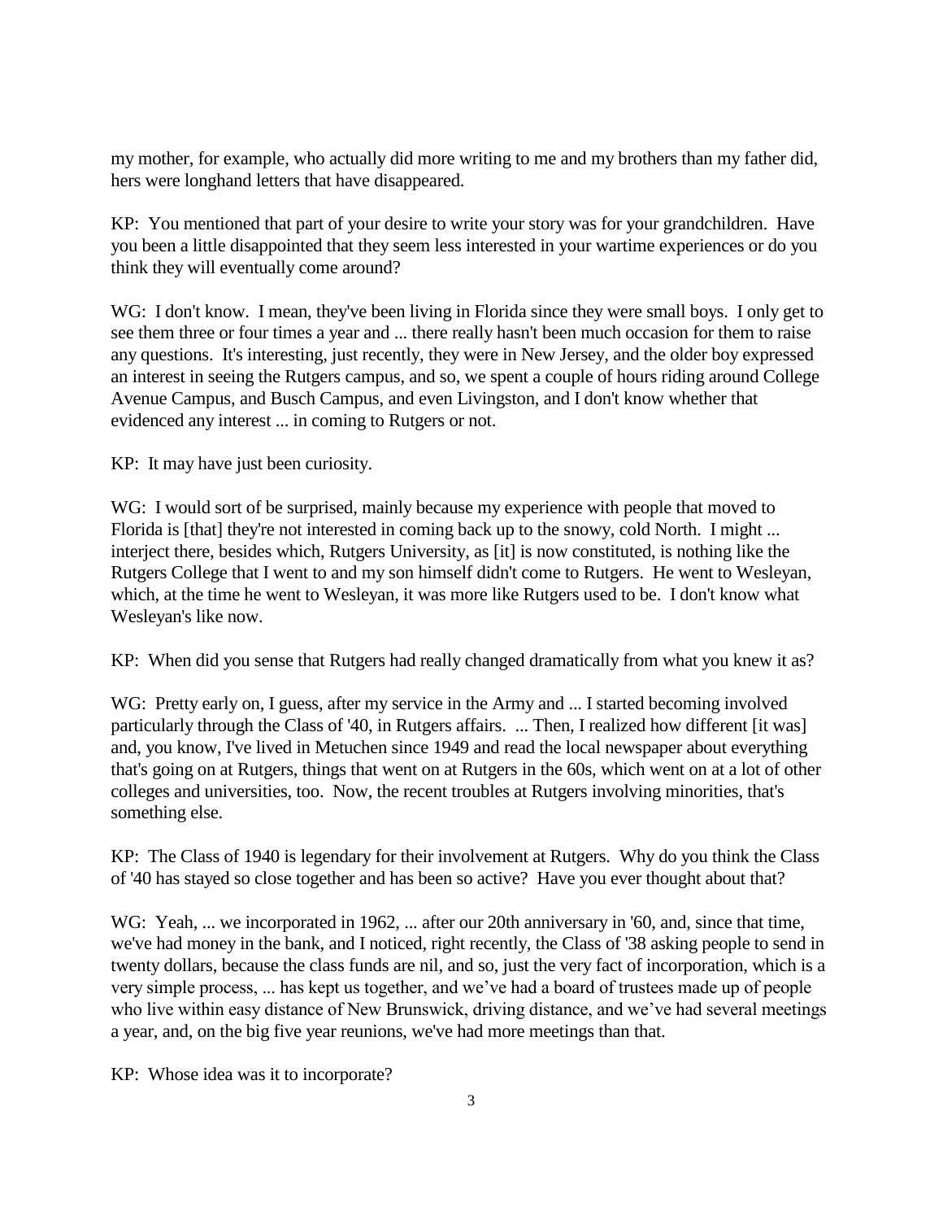my mother, for example, who actually did more writing to me and my brothers than my father did, hers were longhand letters that have disappeared.

KP: You mentioned that part of your desire to write your story was for your grandchildren. Have you been a little disappointed that they seem less interested in your wartime experiences or do you think they will eventually come around?

WG: I don't know. I mean, they've been living in Florida since they were small boys. I only get to see them three or four times a year and ... there really hasn't been much occasion for them to raise any questions. It's interesting, just recently, they were in New Jersey, and the older boy expressed an interest in seeing the Rutgers campus, and so, we spent a couple of hours riding around College Avenue Campus, and Busch Campus, and even Livingston, and I don't know whether that evidenced any interest ... in coming to Rutgers or not.

KP: It may have just been curiosity.

WG: I would sort of be surprised, mainly because my experience with people that moved to Florida is [that] they're not interested in coming back up to the snowy, cold North. I might ... interject there, besides which, Rutgers University, as [it] is now constituted, is nothing like the Rutgers College that I went to and my son himself didn't come to Rutgers. He went to Wesleyan, which, at the time he went to Wesleyan, it was more like Rutgers used to be. I don't know what Wesleyan's like now.

KP: When did you sense that Rutgers had really changed dramatically from what you knew it as?

WG: Pretty early on, I guess, after my service in the Army and ... I started becoming involved particularly through the Class of '40, in Rutgers affairs. ... Then, I realized how different [it was] and, you know, I've lived in Metuchen since 1949 and read the local newspaper about everything that's going on at Rutgers, things that went on at Rutgers in the 60s, which went on at a lot of other colleges and universities, too. Now, the recent troubles at Rutgers involving minorities, that's something else.

KP: The Class of 1940 is legendary for their involvement at Rutgers. Why do you think the Class of '40 has stayed so close together and has been so active? Have you ever thought about that?

WG: Yeah, ... we incorporated in 1962, ... after our 20th anniversary in '60, and, since that time, we've had money in the bank, and I noticed, right recently, the Class of '38 asking people to send in twenty dollars, because the class funds are nil, and so, just the very fact of incorporation, which is a very simple process, ... has kept us together, and we've had a board of trustees made up of people who live within easy distance of New Brunswick, driving distance, and we've had several meetings a year, and, on the big five year reunions, we've had more meetings than that.

KP: Whose idea was it to incorporate?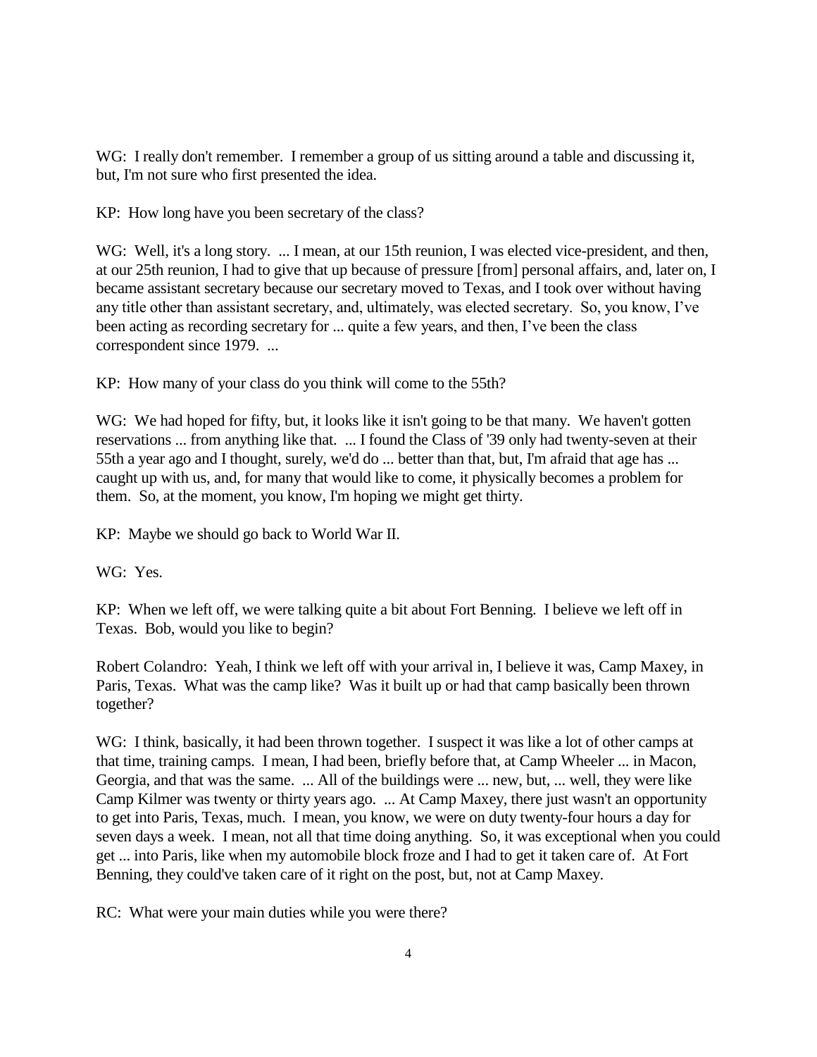WG: I really don't remember. I remember a group of us sitting around a table and discussing it, but, I'm not sure who first presented the idea.

KP: How long have you been secretary of the class?

WG: Well, it's a long story. ... I mean, at our 15th reunion, I was elected vice-president, and then, at our 25th reunion, I had to give that up because of pressure [from] personal affairs, and, later on, I became assistant secretary because our secretary moved to Texas, and I took over without having any title other than assistant secretary, and, ultimately, was elected secretary. So, you know, I've been acting as recording secretary for ... quite a few years, and then, I've been the class correspondent since 1979. ...

KP: How many of your class do you think will come to the 55th?

WG: We had hoped for fifty, but, it looks like it isn't going to be that many. We haven't gotten reservations ... from anything like that. ... I found the Class of '39 only had twenty-seven at their 55th a year ago and I thought, surely, we'd do ... better than that, but, I'm afraid that age has ... caught up with us, and, for many that would like to come, it physically becomes a problem for them. So, at the moment, you know, I'm hoping we might get thirty.

KP: Maybe we should go back to World War II.

WG: Yes.

KP: When we left off, we were talking quite a bit about Fort Benning. I believe we left off in Texas. Bob, would you like to begin?

Robert Colandro: Yeah, I think we left off with your arrival in, I believe it was, Camp Maxey, in Paris, Texas. What was the camp like? Was it built up or had that camp basically been thrown together?

WG: I think, basically, it had been thrown together. I suspect it was like a lot of other camps at that time, training camps. I mean, I had been, briefly before that, at Camp Wheeler ... in Macon, Georgia, and that was the same. ... All of the buildings were ... new, but, ... well, they were like Camp Kilmer was twenty or thirty years ago. ... At Camp Maxey, there just wasn't an opportunity to get into Paris, Texas, much. I mean, you know, we were on duty twenty-four hours a day for seven days a week. I mean, not all that time doing anything. So, it was exceptional when you could get ... into Paris, like when my automobile block froze and I had to get it taken care of. At Fort Benning, they could've taken care of it right on the post, but, not at Camp Maxey.

RC: What were your main duties while you were there?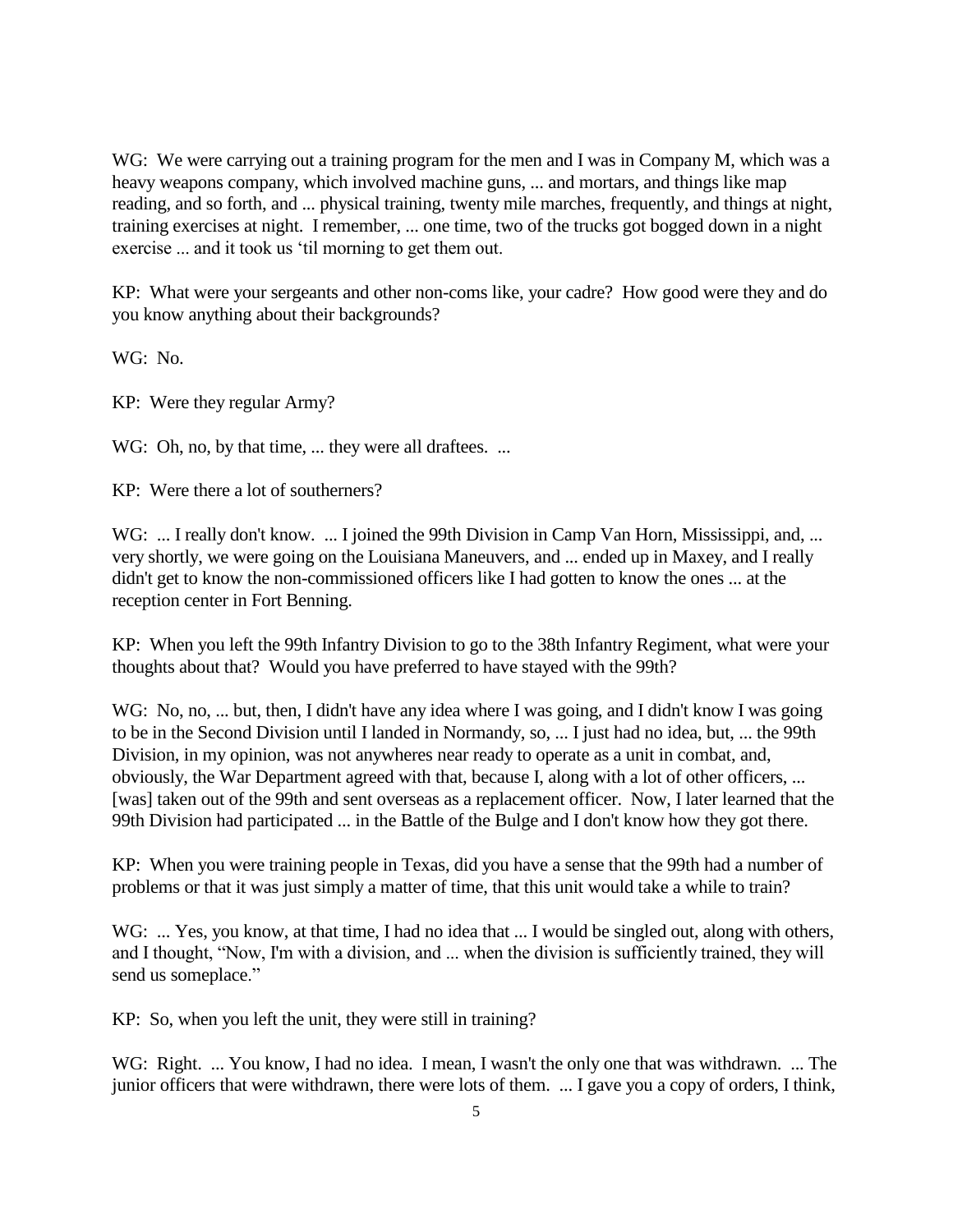WG: We were carrying out a training program for the men and I was in Company M, which was a heavy weapons company, which involved machine guns, ... and mortars, and things like map reading, and so forth, and ... physical training, twenty mile marches, frequently, and things at night, training exercises at night. I remember, ... one time, two of the trucks got bogged down in a night exercise ... and it took us 'til morning to get them out.

KP: What were your sergeants and other non-coms like, your cadre? How good were they and do you know anything about their backgrounds?

WG: No.

KP: Were they regular Army?

WG: Oh, no, by that time, ... they were all draftees. ...

KP: Were there a lot of southerners?

WG: ... I really don't know. ... I joined the 99th Division in Camp Van Horn, Mississippi, and, ... very shortly, we were going on the Louisiana Maneuvers, and ... ended up in Maxey, and I really didn't get to know the non-commissioned officers like I had gotten to know the ones ... at the reception center in Fort Benning.

KP: When you left the 99th Infantry Division to go to the 38th Infantry Regiment, what were your thoughts about that? Would you have preferred to have stayed with the 99th?

WG: No, no, ... but, then, I didn't have any idea where I was going, and I didn't know I was going to be in the Second Division until I landed in Normandy, so, ... I just had no idea, but, ... the 99th Division, in my opinion, was not anywheres near ready to operate as a unit in combat, and, obviously, the War Department agreed with that, because I, along with a lot of other officers, ... [was] taken out of the 99th and sent overseas as a replacement officer. Now, I later learned that the 99th Division had participated ... in the Battle of the Bulge and I don't know how they got there.

KP: When you were training people in Texas, did you have a sense that the 99th had a number of problems or that it was just simply a matter of time, that this unit would take a while to train?

WG: ... Yes, you know, at that time, I had no idea that ... I would be singled out, along with others, and I thought, "Now, I'm with a division, and ... when the division is sufficiently trained, they will send us someplace."

KP: So, when you left the unit, they were still in training?

WG: Right. ... You know, I had no idea. I mean, I wasn't the only one that was withdrawn. ... The junior officers that were withdrawn, there were lots of them. ... I gave you a copy of orders, I think,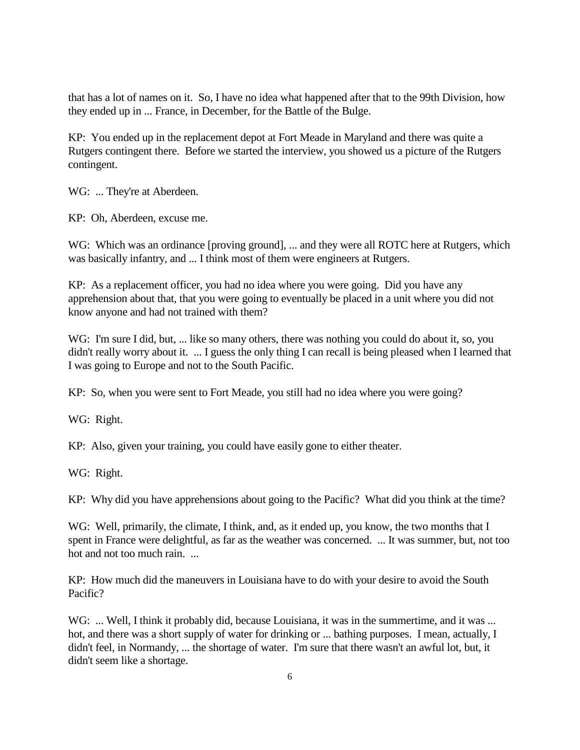that has a lot of names on it.  So, I have no idea what happened after that to the 99th Division, how they ended up in ... France, in December, for the Battle of the Bulge.

KP:  You ended up in the replacement depot at Fort Meade in Maryland and there was quite a Rutgers contingent there.  Before we started the interview, you showed us a picture of the Rutgers contingent.

WG:  ... They're at Aberdeen.

KP:  Oh, Aberdeen, excuse me.

WG:  Which was an ordinance [proving ground], ... and they were all ROTC here at Rutgers, which was basically infantry, and ... I think most of them were engineers at Rutgers.

KP:  As a replacement officer, you had no idea where you were going.  Did you have any apprehension about that, that you were going to eventually be placed in a unit where you did not know anyone and had not trained with them?

WG:  I'm sure I did, but, ... like so many others, there was nothing you could do about it, so, you didn't really worry about it.  ... I guess the only thing I can recall is being pleased when I learned that I was going to Europe and not to the South Pacific.

KP:  So, when you were sent to Fort Meade, you still had no idea where you were going?

WG:  Right.

KP:  Also, given your training, you could have easily gone to either theater.

WG:  Right.

KP:  Why did you have apprehensions about going to the Pacific?  What did you think at the time?

WG:  Well, primarily, the climate, I think, and, as it ended up, you know, the two months that I spent in France were delightful, as far as the weather was concerned.  ... It was summer, but, not too hot and not too much rain.  ...

KP:  How much did the maneuvers in Louisiana have to do with your desire to avoid the South Pacific?

WG:  ... Well, I think it probably did, because Louisiana, it was in the summertime, and it was ... hot, and there was a short supply of water for drinking or ... bathing purposes.  I mean, actually, I didn't feel, in Normandy, ... the shortage of water.  I'm sure that there wasn't an awful lot, but, it didn't seem like a shortage.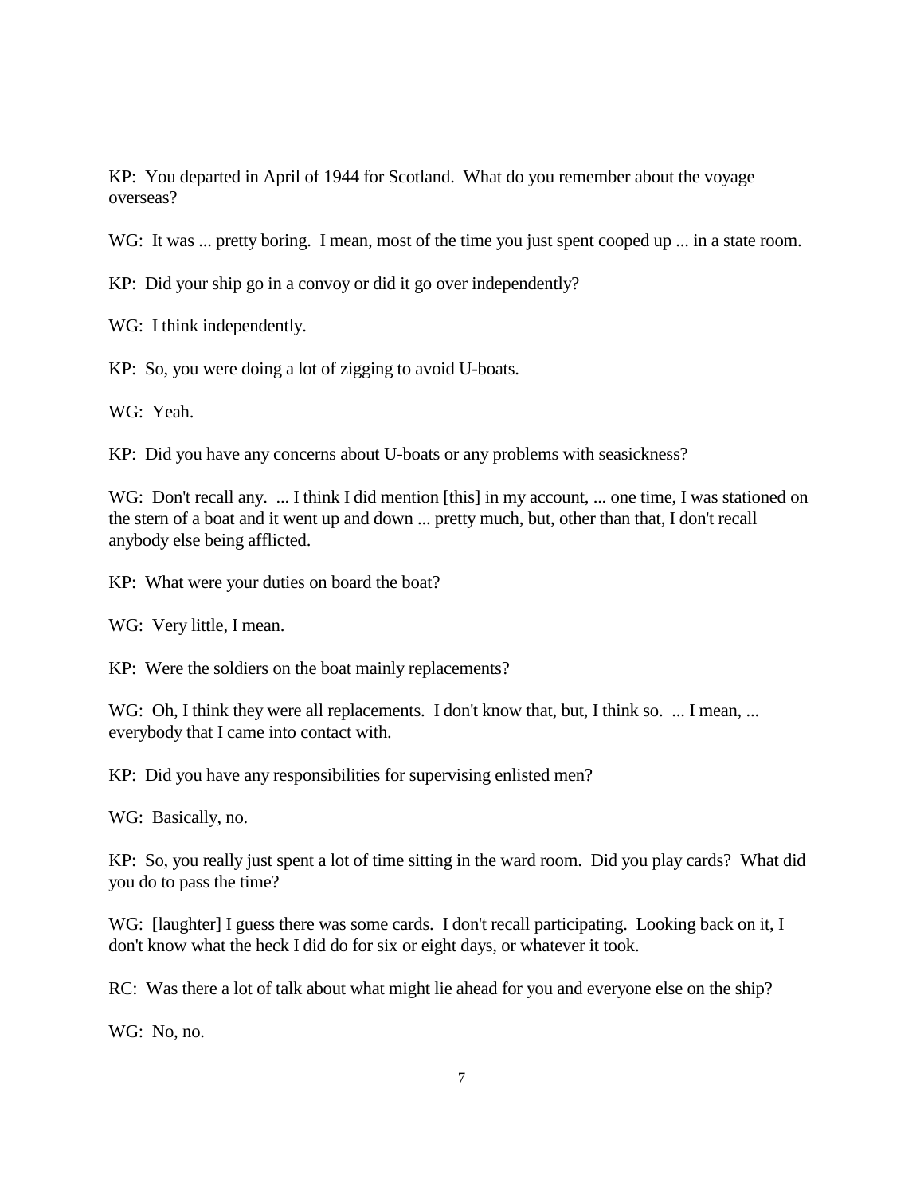KP: You departed in April of 1944 for Scotland. What do you remember about the voyage overseas?

WG: It was ... pretty boring. I mean, most of the time you just spent cooped up ... in a state room.

KP: Did your ship go in a convoy or did it go over independently?

WG: I think independently.

KP: So, you were doing a lot of zigging to avoid U-boats.

WG: Yeah.

KP: Did you have any concerns about U-boats or any problems with seasickness?

WG: Don't recall any. ... I think I did mention [this] in my account, ... one time, I was stationed on the stern of a boat and it went up and down ... pretty much, but, other than that, I don't recall anybody else being afflicted.

KP: What were your duties on board the boat?

WG: Very little, I mean.

KP: Were the soldiers on the boat mainly replacements?

WG: Oh, I think they were all replacements. I don't know that, but, I think so. ... I mean, ... everybody that I came into contact with.

KP: Did you have any responsibilities for supervising enlisted men?

WG: Basically, no.

KP: So, you really just spent a lot of time sitting in the ward room. Did you play cards? What did you do to pass the time?

WG: [laughter] I guess there was some cards. I don't recall participating. Looking back on it, I don't know what the heck I did do for six or eight days, or whatever it took.

RC: Was there a lot of talk about what might lie ahead for you and everyone else on the ship?

WG: No, no.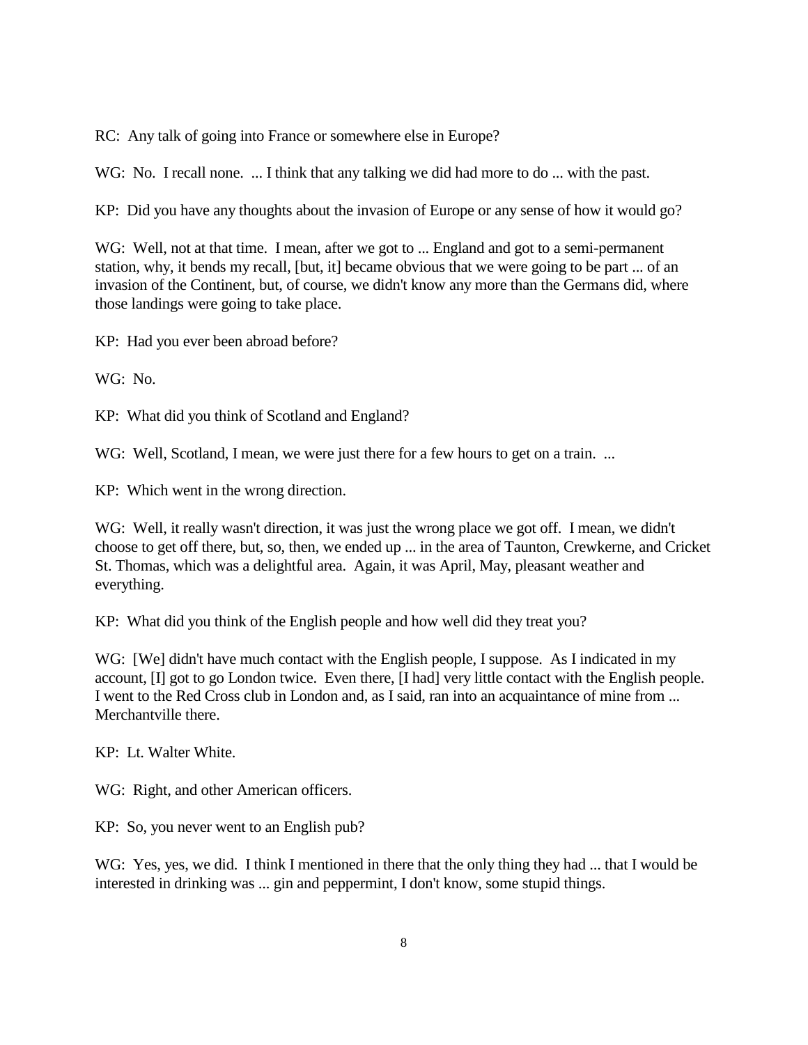RC: Any talk of going into France or somewhere else in Europe?

WG: No. I recall none. ... I think that any talking we did had more to do ... with the past.

KP: Did you have any thoughts about the invasion of Europe or any sense of how it would go?

WG: Well, not at that time. I mean, after we got to ... England and got to a semi-permanent station, why, it bends my recall, [but, it] became obvious that we were going to be part ... of an invasion of the Continent, but, of course, we didn't know any more than the Germans did, where those landings were going to take place.

KP: Had you ever been abroad before?

WG: No.

KP: What did you think of Scotland and England?

WG: Well, Scotland, I mean, we were just there for a few hours to get on a train. ...

KP: Which went in the wrong direction.

WG: Well, it really wasn't direction, it was just the wrong place we got off. I mean, we didn't choose to get off there, but, so, then, we ended up ... in the area of Taunton, Crewkerne, and Cricket St. Thomas, which was a delightful area. Again, it was April, May, pleasant weather and everything.

KP: What did you think of the English people and how well did they treat you?

WG: [We] didn't have much contact with the English people, I suppose. As I indicated in my account, [I] got to go London twice. Even there, [I had] very little contact with the English people. I went to the Red Cross club in London and, as I said, ran into an acquaintance of mine from ... Merchantville there.

KP: Lt. Walter White.

WG: Right, and other American officers.

KP: So, you never went to an English pub?

WG: Yes, yes, we did. I think I mentioned in there that the only thing they had ... that I would be interested in drinking was ... gin and peppermint, I don't know, some stupid things.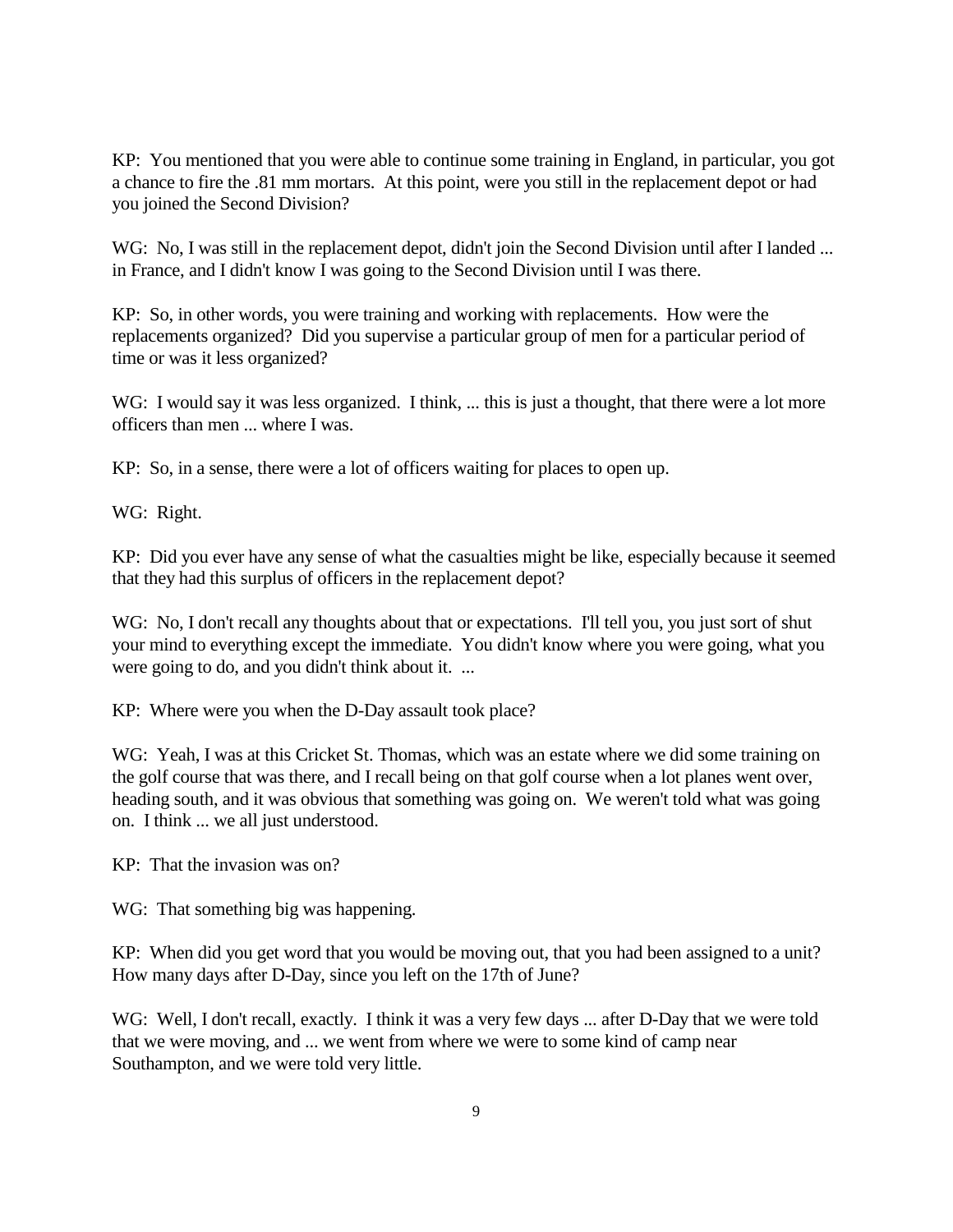KP: You mentioned that you were able to continue some training in England, in particular, you got a chance to fire the .81 mm mortars. At this point, were you still in the replacement depot or had you joined the Second Division?

WG: No, I was still in the replacement depot, didn't join the Second Division until after I landed ... in France, and I didn't know I was going to the Second Division until I was there.

KP: So, in other words, you were training and working with replacements. How were the replacements organized? Did you supervise a particular group of men for a particular period of time or was it less organized?

WG: I would say it was less organized. I think, ... this is just a thought, that there were a lot more officers than men ... where I was.

KP: So, in a sense, there were a lot of officers waiting for places to open up.

WG: Right.

KP: Did you ever have any sense of what the casualties might be like, especially because it seemed that they had this surplus of officers in the replacement depot?

WG: No, I don't recall any thoughts about that or expectations. I'll tell you, you just sort of shut your mind to everything except the immediate. You didn't know where you were going, what you were going to do, and you didn't think about it. ...

KP: Where were you when the D-Day assault took place?

WG: Yeah, I was at this Cricket St. Thomas, which was an estate where we did some training on the golf course that was there, and I recall being on that golf course when a lot planes went over, heading south, and it was obvious that something was going on. We weren't told what was going on. I think ... we all just understood.

KP: That the invasion was on?

WG: That something big was happening.

KP: When did you get word that you would be moving out, that you had been assigned to a unit? How many days after D-Day, since you left on the 17th of June?

WG: Well, I don't recall, exactly. I think it was a very few days ... after D-Day that we were told that we were moving, and ... we went from where we were to some kind of camp near Southampton, and we were told very little.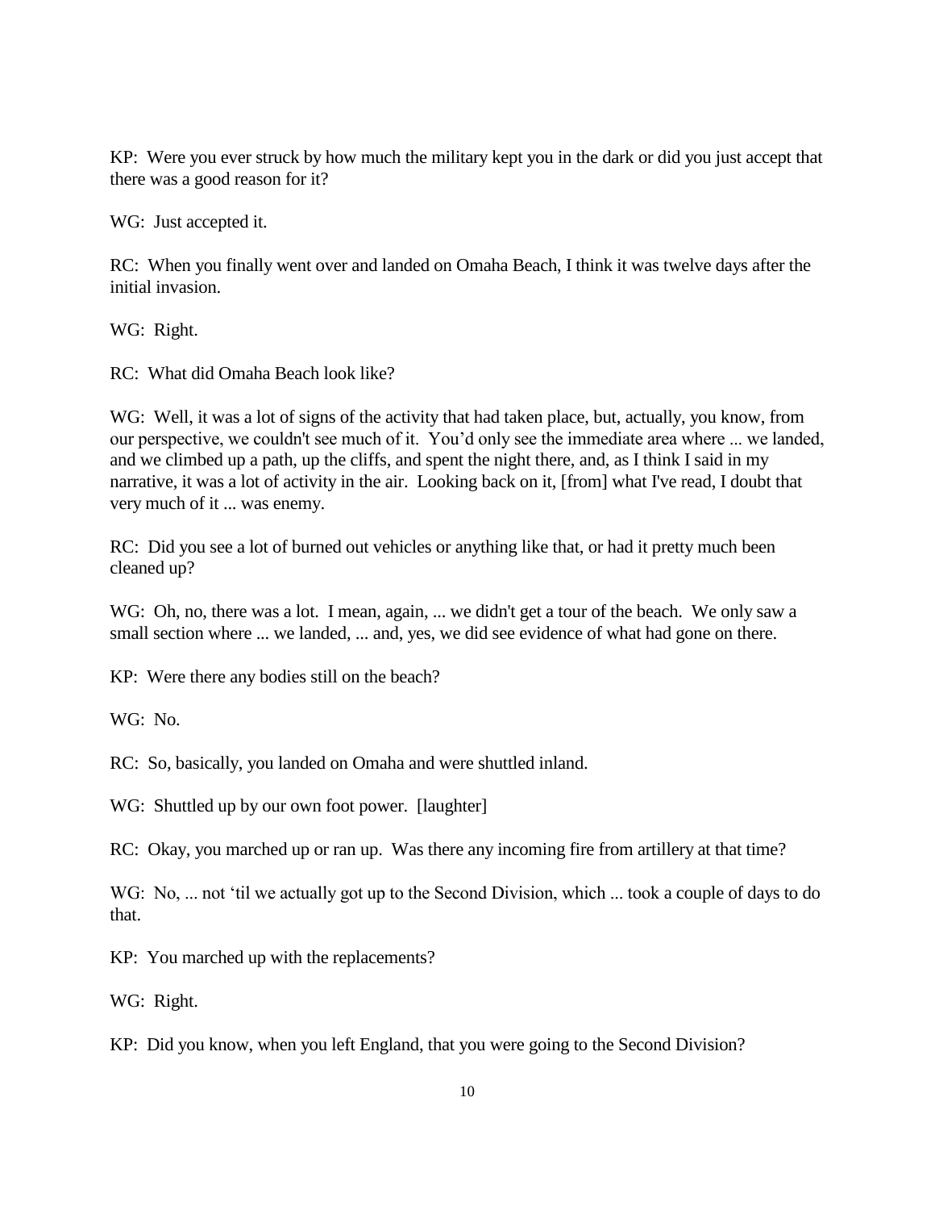KP: Were you ever struck by how much the military kept you in the dark or did you just accept that there was a good reason for it?

WG: Just accepted it.

RC: When you finally went over and landed on Omaha Beach, I think it was twelve days after the initial invasion.

WG: Right.

RC: What did Omaha Beach look like?

WG: Well, it was a lot of signs of the activity that had taken place, but, actually, you know, from our perspective, we couldn't see much of it. You'd only see the immediate area where ... we landed, and we climbed up a path, up the cliffs, and spent the night there, and, as I think I said in my narrative, it was a lot of activity in the air. Looking back on it, [from] what I've read, I doubt that very much of it ... was enemy.

RC: Did you see a lot of burned out vehicles or anything like that, or had it pretty much been cleaned up?

WG: Oh, no, there was a lot. I mean, again, ... we didn't get a tour of the beach. We only saw a small section where ... we landed, ... and, yes, we did see evidence of what had gone on there.

KP: Were there any bodies still on the beach?

WG: No.

RC: So, basically, you landed on Omaha and were shuttled inland.

WG: Shuttled up by our own foot power. [laughter]

RC: Okay, you marched up or ran up. Was there any incoming fire from artillery at that time?

WG: No, ... not 'til we actually got up to the Second Division, which ... took a couple of days to do that.

KP: You marched up with the replacements?

WG: Right.

KP: Did you know, when you left England, that you were going to the Second Division?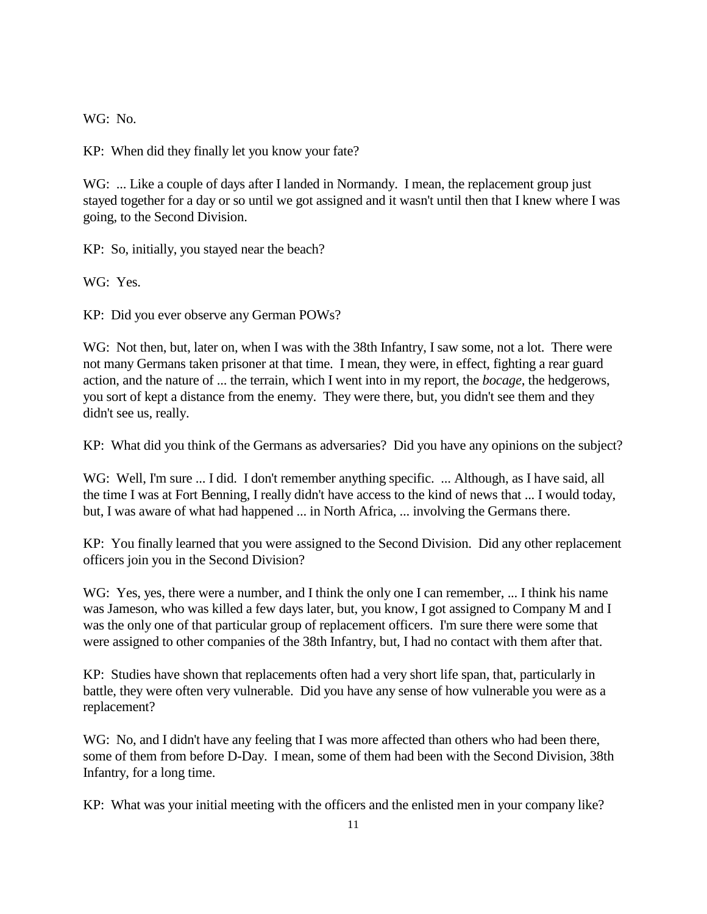WG: No.

KP: When did they finally let you know your fate?

WG: ... Like a couple of days after I landed in Normandy. I mean, the replacement group just stayed together for a day or so until we got assigned and it wasn't until then that I knew where I was going, to the Second Division.

KP: So, initially, you stayed near the beach?

WG: Yes.

KP: Did you ever observe any German POWs?

WG: Not then, but, later on, when I was with the 38th Infantry, I saw some, not a lot. There were not many Germans taken prisoner at that time. I mean, they were, in effect, fighting a rear guard action, and the nature of ... the terrain, which I went into in my report, the *bocage*, the hedgerows, you sort of kept a distance from the enemy. They were there, but, you didn't see them and they didn't see us, really.

KP: What did you think of the Germans as adversaries? Did you have any opinions on the subject?

WG: Well, I'm sure ... I did. I don't remember anything specific. ... Although, as I have said, all the time I was at Fort Benning, I really didn't have access to the kind of news that ... I would today, but, I was aware of what had happened ... in North Africa, ... involving the Germans there.

KP: You finally learned that you were assigned to the Second Division. Did any other replacement officers join you in the Second Division?

WG: Yes, yes, there were a number, and I think the only one I can remember, ... I think his name was Jameson, who was killed a few days later, but, you know, I got assigned to Company M and I was the only one of that particular group of replacement officers. I'm sure there were some that were assigned to other companies of the 38th Infantry, but, I had no contact with them after that.

KP: Studies have shown that replacements often had a very short life span, that, particularly in battle, they were often very vulnerable. Did you have any sense of how vulnerable you were as a replacement?

WG: No, and I didn't have any feeling that I was more affected than others who had been there, some of them from before D-Day. I mean, some of them had been with the Second Division, 38th Infantry, for a long time.

KP: What was your initial meeting with the officers and the enlisted men in your company like?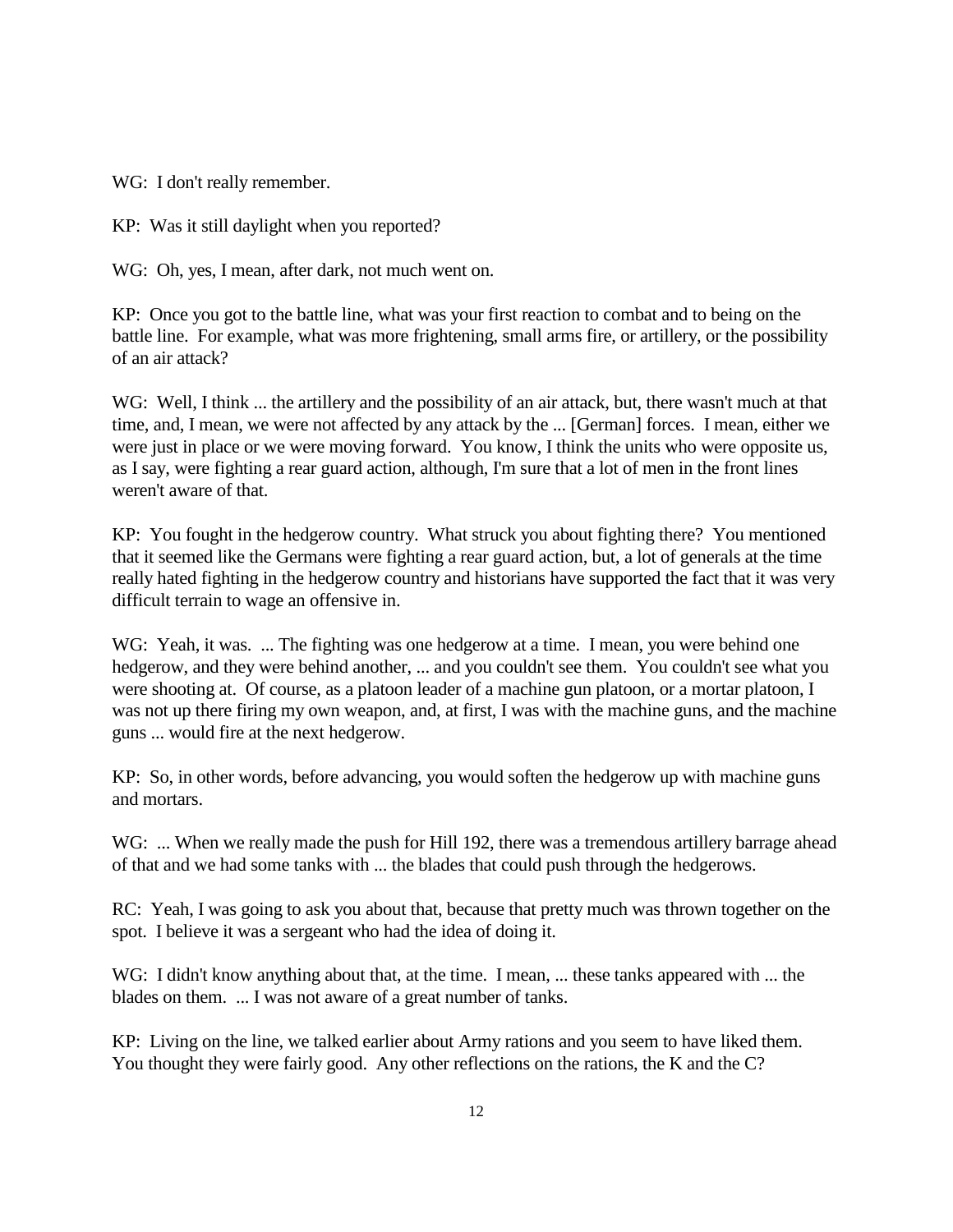WG: I don't really remember.

KP: Was it still daylight when you reported?

WG: Oh, yes, I mean, after dark, not much went on.

KP: Once you got to the battle line, what was your first reaction to combat and to being on the battle line. For example, what was more frightening, small arms fire, or artillery, or the possibility of an air attack?

WG: Well, I think ... the artillery and the possibility of an air attack, but, there wasn't much at that time, and, I mean, we were not affected by any attack by the ... [German] forces. I mean, either we were just in place or we were moving forward. You know, I think the units who were opposite us, as I say, were fighting a rear guard action, although, I'm sure that a lot of men in the front lines weren't aware of that.

KP: You fought in the hedgerow country. What struck you about fighting there? You mentioned that it seemed like the Germans were fighting a rear guard action, but, a lot of generals at the time really hated fighting in the hedgerow country and historians have supported the fact that it was very difficult terrain to wage an offensive in.

WG: Yeah, it was. ... The fighting was one hedgerow at a time. I mean, you were behind one hedgerow, and they were behind another, ... and you couldn't see them. You couldn't see what you were shooting at. Of course, as a platoon leader of a machine gun platoon, or a mortar platoon, I was not up there firing my own weapon, and, at first, I was with the machine guns, and the machine guns ... would fire at the next hedgerow.

KP: So, in other words, before advancing, you would soften the hedgerow up with machine guns and mortars.

WG: ... When we really made the push for Hill 192, there was a tremendous artillery barrage ahead of that and we had some tanks with ... the blades that could push through the hedgerows.

RC: Yeah, I was going to ask you about that, because that pretty much was thrown together on the spot. I believe it was a sergeant who had the idea of doing it.

WG: I didn't know anything about that, at the time. I mean, ... these tanks appeared with ... the blades on them. ... I was not aware of a great number of tanks.

KP: Living on the line, we talked earlier about Army rations and you seem to have liked them. You thought they were fairly good. Any other reflections on the rations, the K and the C?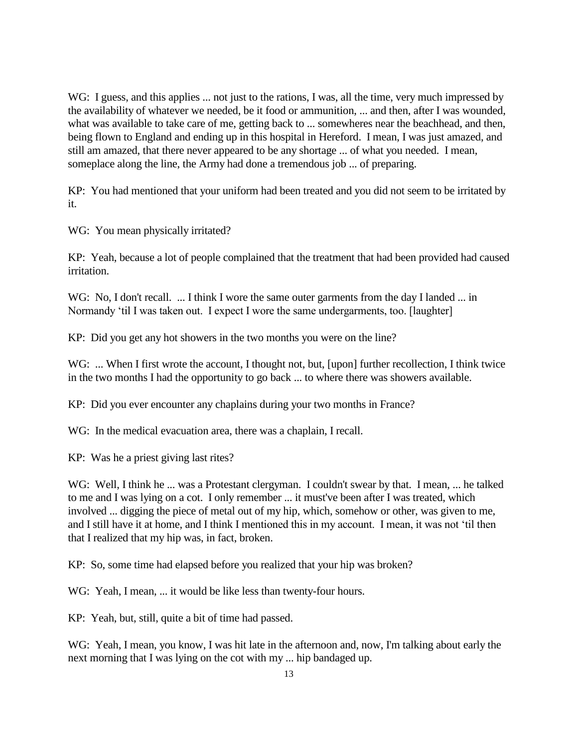WG: I guess, and this applies ... not just to the rations, I was, all the time, very much impressed by the availability of whatever we needed, be it food or ammunition, ... and then, after I was wounded, what was available to take care of me, getting back to ... somewheres near the beachhead, and then, being flown to England and ending up in this hospital in Hereford. I mean, I was just amazed, and still am amazed, that there never appeared to be any shortage ... of what you needed. I mean, someplace along the line, the Army had done a tremendous job ... of preparing.

KP: You had mentioned that your uniform had been treated and you did not seem to be irritated by it.

WG: You mean physically irritated?

KP: Yeah, because a lot of people complained that the treatment that had been provided had caused irritation.

WG: No, I don't recall. ... I think I wore the same outer garments from the day I landed ... in Normandy 'til I was taken out. I expect I wore the same undergarments, too. [laughter]

KP: Did you get any hot showers in the two months you were on the line?

WG: ... When I first wrote the account, I thought not, but, [upon] further recollection, I think twice in the two months I had the opportunity to go back ... to where there was showers available.

KP: Did you ever encounter any chaplains during your two months in France?

WG: In the medical evacuation area, there was a chaplain, I recall.

KP: Was he a priest giving last rites?

WG: Well, I think he ... was a Protestant clergyman. I couldn't swear by that. I mean, ... he talked to me and I was lying on a cot. I only remember ... it must've been after I was treated, which involved ... digging the piece of metal out of my hip, which, somehow or other, was given to me, and I still have it at home, and I think I mentioned this in my account. I mean, it was not 'til then that I realized that my hip was, in fact, broken.

KP: So, some time had elapsed before you realized that your hip was broken?

WG: Yeah, I mean, ... it would be like less than twenty-four hours.

KP: Yeah, but, still, quite a bit of time had passed.

WG: Yeah, I mean, you know, I was hit late in the afternoon and, now, I'm talking about early the next morning that I was lying on the cot with my ... hip bandaged up.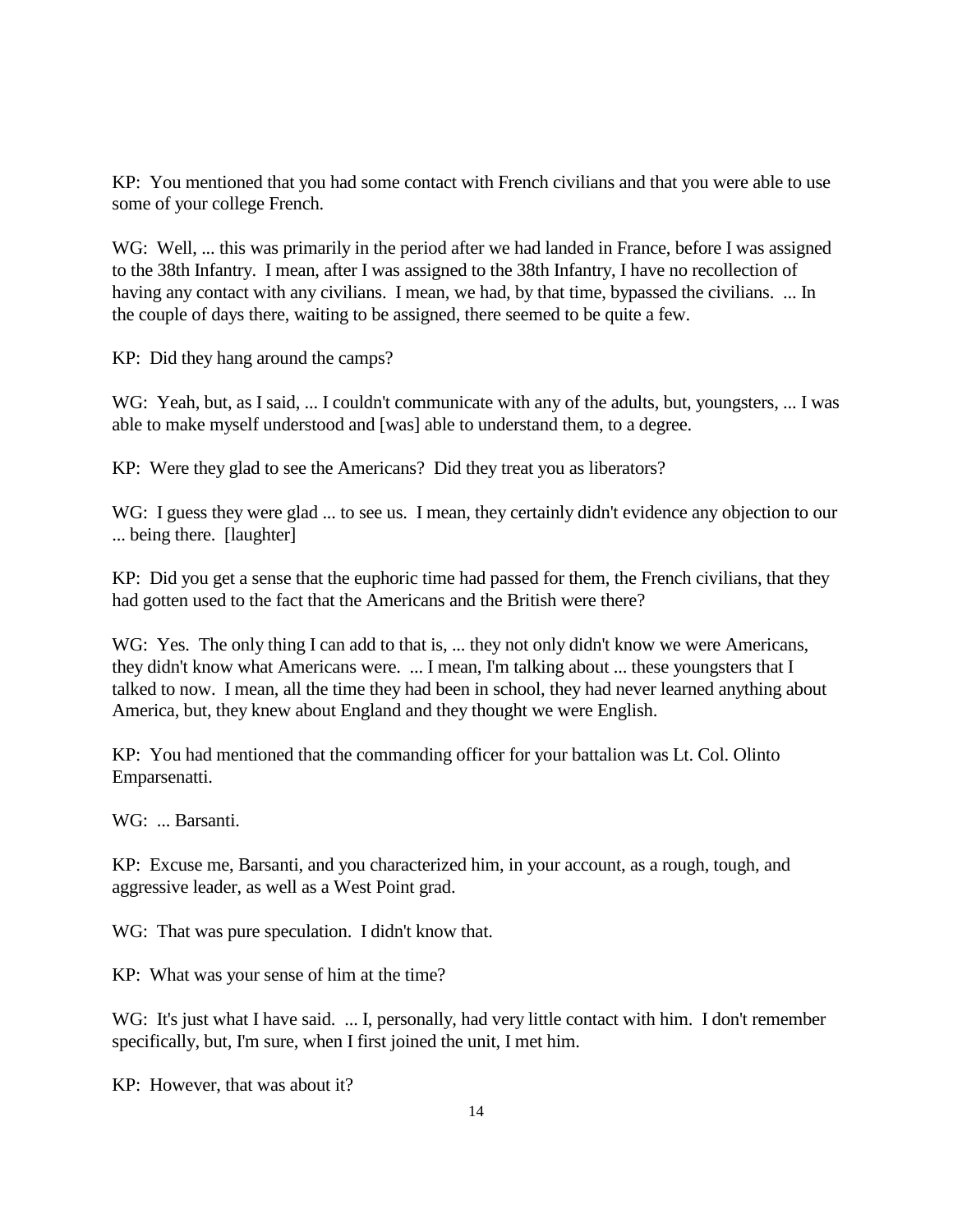KP: You mentioned that you had some contact with French civilians and that you were able to use some of your college French.

WG: Well, ... this was primarily in the period after we had landed in France, before I was assigned to the 38th Infantry. I mean, after I was assigned to the 38th Infantry, I have no recollection of having any contact with any civilians. I mean, we had, by that time, bypassed the civilians. ... In the couple of days there, waiting to be assigned, there seemed to be quite a few.

KP: Did they hang around the camps?

WG: Yeah, but, as I said, ... I couldn't communicate with any of the adults, but, youngsters, ... I was able to make myself understood and [was] able to understand them, to a degree.

KP: Were they glad to see the Americans? Did they treat you as liberators?

WG: I guess they were glad ... to see us. I mean, they certainly didn't evidence any objection to our ... being there. [laughter]

KP: Did you get a sense that the euphoric time had passed for them, the French civilians, that they had gotten used to the fact that the Americans and the British were there?

WG: Yes. The only thing I can add to that is, ... they not only didn't know we were Americans, they didn't know what Americans were. ... I mean, I'm talking about ... these youngsters that I talked to now. I mean, all the time they had been in school, they had never learned anything about America, but, they knew about England and they thought we were English.

KP: You had mentioned that the commanding officer for your battalion was Lt. Col. Olinto Emparsenatti.

WG: ... Barsanti.

KP: Excuse me, Barsanti, and you characterized him, in your account, as a rough, tough, and aggressive leader, as well as a West Point grad.

WG: That was pure speculation. I didn't know that.

KP: What was your sense of him at the time?

WG: It's just what I have said. ... I, personally, had very little contact with him. I don't remember specifically, but, I'm sure, when I first joined the unit, I met him.

KP: However, that was about it?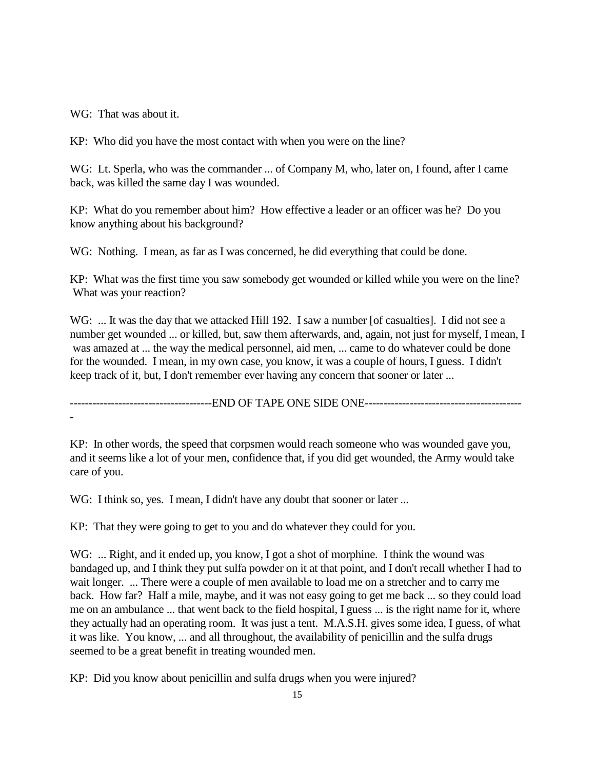WG: That was about it.

KP: Who did you have the most contact with when you were on the line?

WG: Lt. Sperla, who was the commander ... of Company M, who, later on, I found, after I came back, was killed the same day I was wounded.

KP: What do you remember about him? How effective a leader or an officer was he? Do you know anything about his background?

WG: Nothing. I mean, as far as I was concerned, he did everything that could be done.

KP: What was the first time you saw somebody get wounded or killed while you were on the line? What was your reaction?

WG: ... It was the day that we attacked Hill 192. I saw a number [of casualties]. I did not see a number get wounded ... or killed, but, saw them afterwards, and, again, not just for myself, I mean, I was amazed at ... the way the medical personnel, aid men, ... came to do whatever could be done for the wounded. I mean, in my own case, you know, it was a couple of hours, I guess. I didn't keep track of it, but, I don't remember ever having any concern that sooner or later ...

-------------------------------------END OF TAPE ONE SIDE ONE------------------------------------------

KP: In other words, the speed that corpsmen would reach someone who was wounded gave you, and it seems like a lot of your men, confidence that, if you did get wounded, the Army would take care of you.

WG: I think so, yes. I mean, I didn't have any doubt that sooner or later ...

KP: That they were going to get to you and do whatever they could for you.

WG: ... Right, and it ended up, you know, I got a shot of morphine. I think the wound was bandaged up, and I think they put sulfa powder on it at that point, and I don't recall whether I had to wait longer. ... There were a couple of men available to load me on a stretcher and to carry me back. How far? Half a mile, maybe, and it was not easy going to get me back ... so they could load me on an ambulance ... that went back to the field hospital, I guess ... is the right name for it, where they actually had an operating room. It was just a tent. M.A.S.H. gives some idea, I guess, of what it was like. You know, ... and all throughout, the availability of penicillin and the sulfa drugs seemed to be a great benefit in treating wounded men.

KP: Did you know about penicillin and sulfa drugs when you were injured?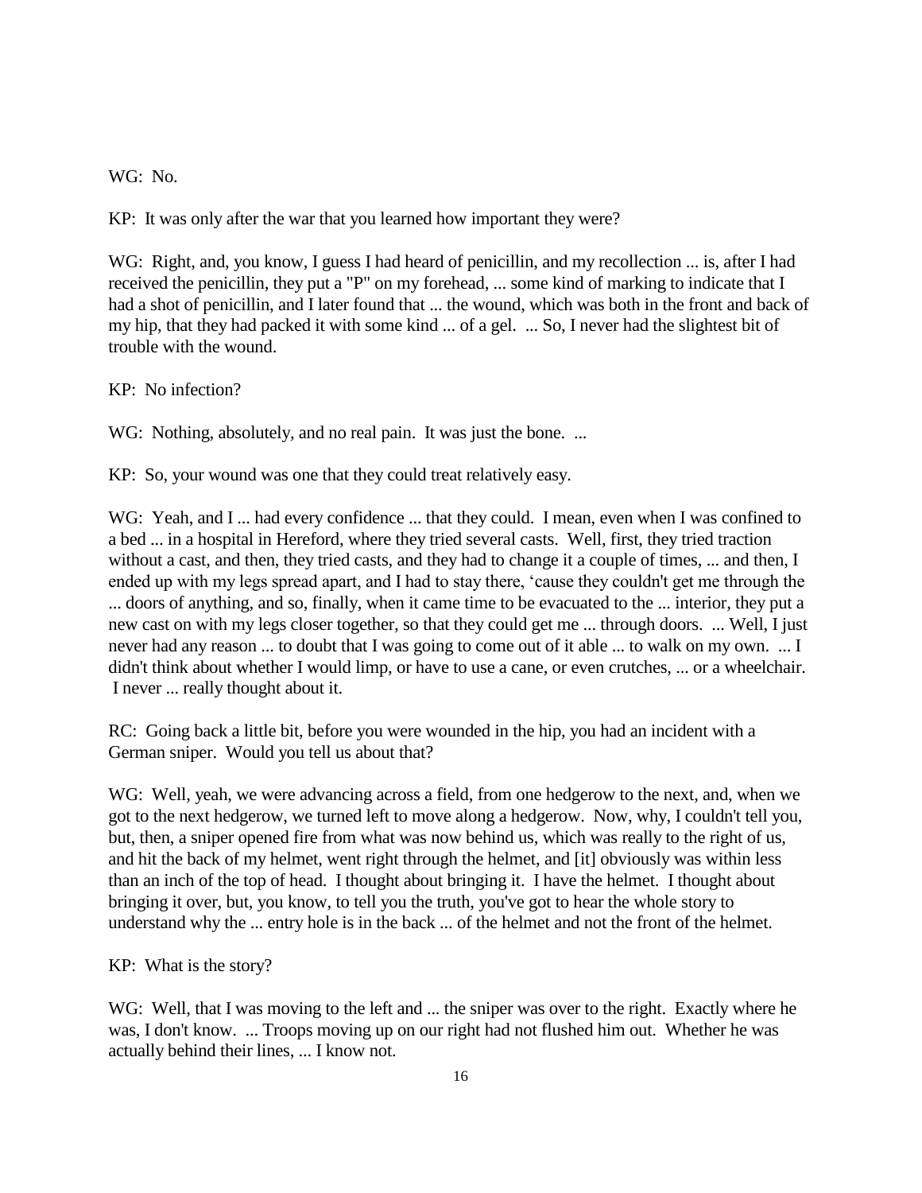WG: No.

KP: It was only after the war that you learned how important they were?

WG: Right, and, you know, I guess I had heard of penicillin, and my recollection ... is, after I had received the penicillin, they put a "P" on my forehead, ... some kind of marking to indicate that I had a shot of penicillin, and I later found that ... the wound, which was both in the front and back of my hip, that they had packed it with some kind ... of a gel. ... So, I never had the slightest bit of trouble with the wound.

KP: No infection?

WG: Nothing, absolutely, and no real pain. It was just the bone. ...

KP: So, your wound was one that they could treat relatively easy.

WG: Yeah, and I ... had every confidence ... that they could. I mean, even when I was confined to a bed ... in a hospital in Hereford, where they tried several casts. Well, first, they tried traction without a cast, and then, they tried casts, and they had to change it a couple of times, ... and then, I ended up with my legs spread apart, and I had to stay there, 'cause they couldn't get me through the ... doors of anything, and so, finally, when it came time to be evacuated to the ... interior, they put a new cast on with my legs closer together, so that they could get me ... through doors. ... Well, I just never had any reason ... to doubt that I was going to come out of it able ... to walk on my own. ... I didn't think about whether I would limp, or have to use a cane, or even crutches, ... or a wheelchair. I never ... really thought about it.

RC: Going back a little bit, before you were wounded in the hip, you had an incident with a German sniper. Would you tell us about that?

WG: Well, yeah, we were advancing across a field, from one hedgerow to the next, and, when we got to the next hedgerow, we turned left to move along a hedgerow. Now, why, I couldn't tell you, but, then, a sniper opened fire from what was now behind us, which was really to the right of us, and hit the back of my helmet, went right through the helmet, and [it] obviously was within less than an inch of the top of head. I thought about bringing it. I have the helmet. I thought about bringing it over, but, you know, to tell you the truth, you've got to hear the whole story to understand why the ... entry hole is in the back ... of the helmet and not the front of the helmet.

KP: What is the story?

WG: Well, that I was moving to the left and ... the sniper was over to the right. Exactly where he was, I don't know. ... Troops moving up on our right had not flushed him out. Whether he was actually behind their lines, ... I know not.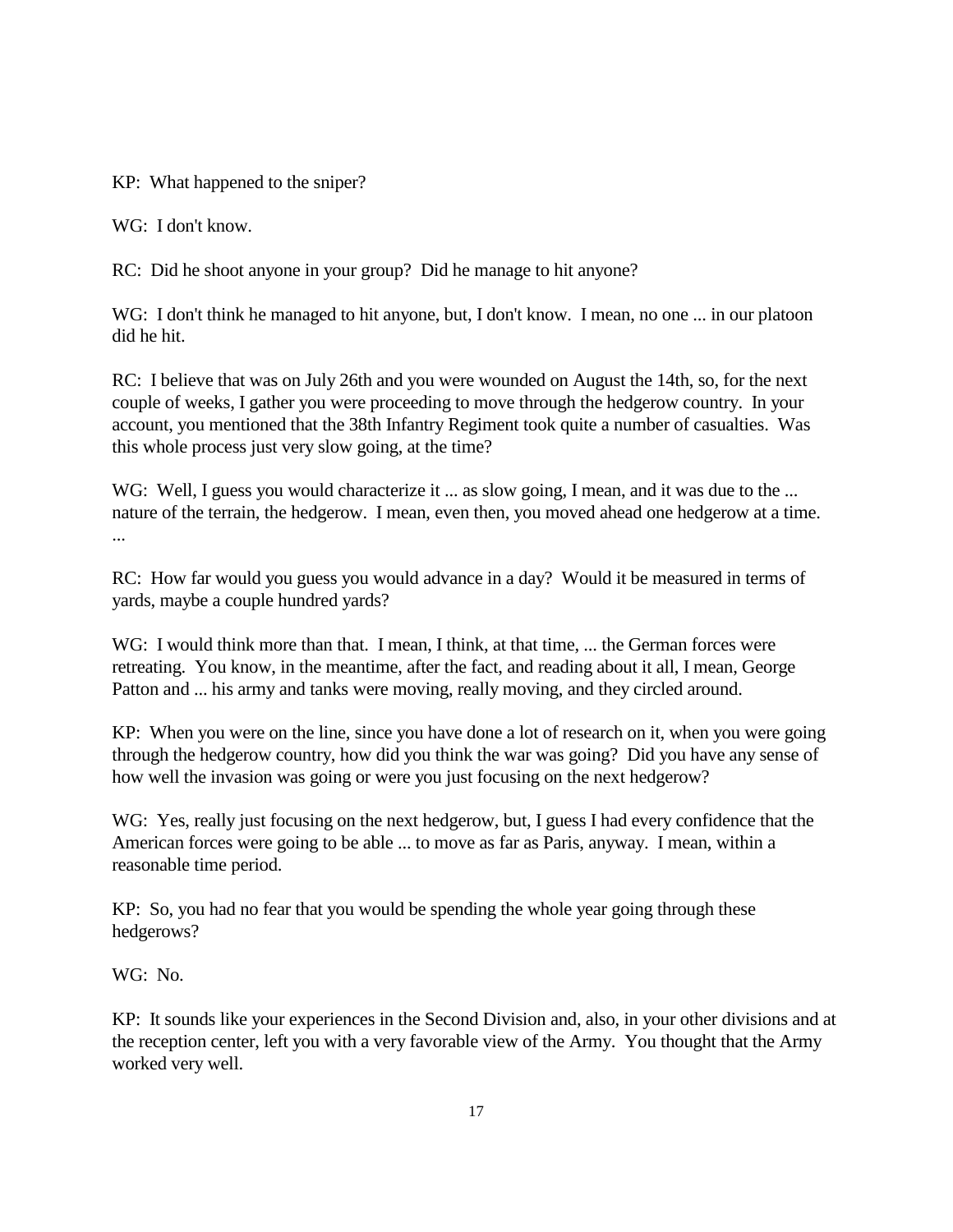KP: What happened to the sniper?

WG: I don't know.

RC: Did he shoot anyone in your group? Did he manage to hit anyone?

WG: I don't think he managed to hit anyone, but, I don't know. I mean, no one ... in our platoon did he hit.

RC: I believe that was on July 26th and you were wounded on August the 14th, so, for the next couple of weeks, I gather you were proceeding to move through the hedgerow country. In your account, you mentioned that the 38th Infantry Regiment took quite a number of casualties. Was this whole process just very slow going, at the time?

WG: Well, I guess you would characterize it ... as slow going, I mean, and it was due to the ... nature of the terrain, the hedgerow. I mean, even then, you moved ahead one hedgerow at a time. ...

RC: How far would you guess you would advance in a day? Would it be measured in terms of yards, maybe a couple hundred yards?

WG: I would think more than that. I mean, I think, at that time, ... the German forces were retreating. You know, in the meantime, after the fact, and reading about it all, I mean, George Patton and ... his army and tanks were moving, really moving, and they circled around.

KP: When you were on the line, since you have done a lot of research on it, when you were going through the hedgerow country, how did you think the war was going? Did you have any sense of how well the invasion was going or were you just focusing on the next hedgerow?

WG: Yes, really just focusing on the next hedgerow, but, I guess I had every confidence that the American forces were going to be able ... to move as far as Paris, anyway. I mean, within a reasonable time period.

KP: So, you had no fear that you would be spending the whole year going through these hedgerows?

WG: No.

KP: It sounds like your experiences in the Second Division and, also, in your other divisions and at the reception center, left you with a very favorable view of the Army. You thought that the Army worked very well.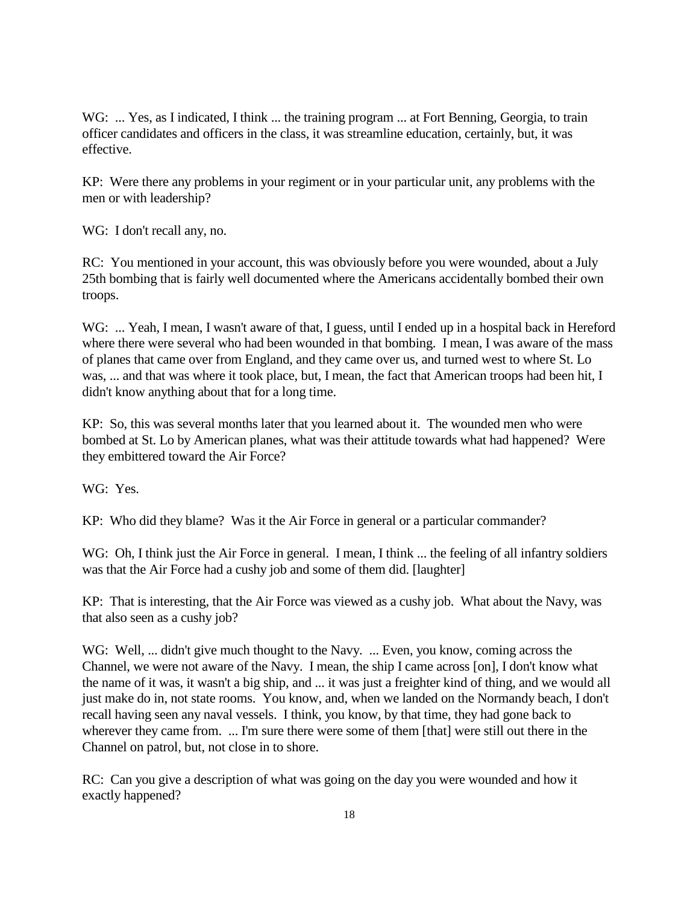WG: ... Yes, as I indicated, I think ... the training program ... at Fort Benning, Georgia, to train officer candidates and officers in the class, it was streamline education, certainly, but, it was effective.

KP: Were there any problems in your regiment or in your particular unit, any problems with the men or with leadership?

WG: I don't recall any, no.

RC: You mentioned in your account, this was obviously before you were wounded, about a July 25th bombing that is fairly well documented where the Americans accidentally bombed their own troops.

WG: ... Yeah, I mean, I wasn't aware of that, I guess, until I ended up in a hospital back in Hereford where there were several who had been wounded in that bombing. I mean, I was aware of the mass of planes that came over from England, and they came over us, and turned west to where St. Lo was, ... and that was where it took place, but, I mean, the fact that American troops had been hit, I didn't know anything about that for a long time.

KP: So, this was several months later that you learned about it. The wounded men who were bombed at St. Lo by American planes, what was their attitude towards what had happened? Were they embittered toward the Air Force?

WG: Yes.

KP: Who did they blame? Was it the Air Force in general or a particular commander?

WG: Oh, I think just the Air Force in general. I mean, I think ... the feeling of all infantry soldiers was that the Air Force had a cushy job and some of them did. [laughter]

KP: That is interesting, that the Air Force was viewed as a cushy job. What about the Navy, was that also seen as a cushy job?

WG: Well, ... didn't give much thought to the Navy. ... Even, you know, coming across the Channel, we were not aware of the Navy. I mean, the ship I came across [on], I don't know what the name of it was, it wasn't a big ship, and ... it was just a freighter kind of thing, and we would all just make do in, not state rooms. You know, and, when we landed on the Normandy beach, I don't recall having seen any naval vessels. I think, you know, by that time, they had gone back to wherever they came from. ... I'm sure there were some of them [that] were still out there in the Channel on patrol, but, not close in to shore.

RC: Can you give a description of what was going on the day you were wounded and how it exactly happened?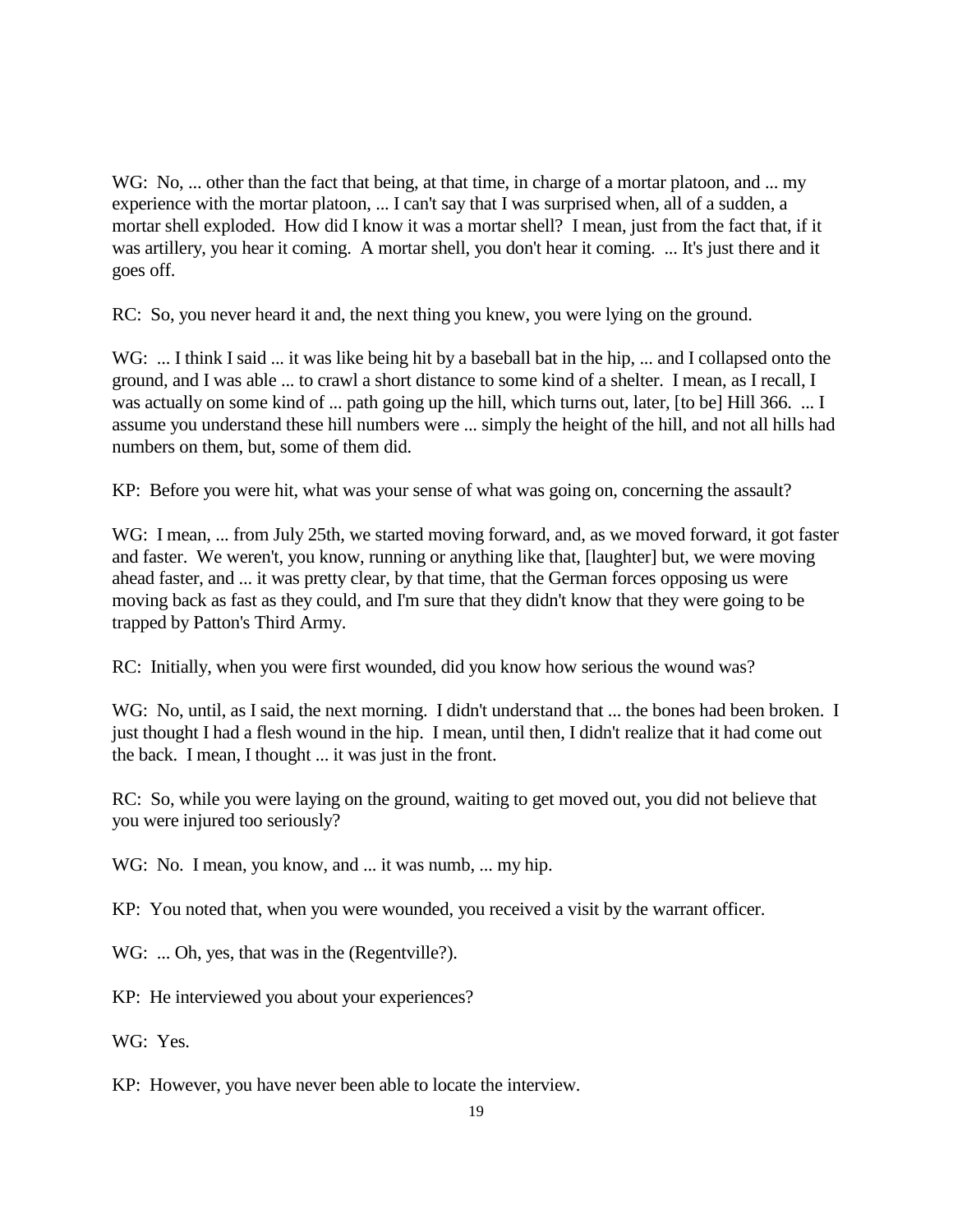WG: No, ... other than the fact that being, at that time, in charge of a mortar platoon, and ... my experience with the mortar platoon, ... I can't say that I was surprised when, all of a sudden, a mortar shell exploded. How did I know it was a mortar shell? I mean, just from the fact that, if it was artillery, you hear it coming. A mortar shell, you don't hear it coming. ... It's just there and it goes off.

RC: So, you never heard it and, the next thing you knew, you were lying on the ground.

WG: ... I think I said ... it was like being hit by a baseball bat in the hip, ... and I collapsed onto the ground, and I was able ... to crawl a short distance to some kind of a shelter. I mean, as I recall, I was actually on some kind of ... path going up the hill, which turns out, later, [to be] Hill 366. ... I assume you understand these hill numbers were ... simply the height of the hill, and not all hills had numbers on them, but, some of them did.

KP: Before you were hit, what was your sense of what was going on, concerning the assault?

WG: I mean, ... from July 25th, we started moving forward, and, as we moved forward, it got faster and faster. We weren't, you know, running or anything like that, [laughter] but, we were moving ahead faster, and ... it was pretty clear, by that time, that the German forces opposing us were moving back as fast as they could, and I'm sure that they didn't know that they were going to be trapped by Patton's Third Army.

RC: Initially, when you were first wounded, did you know how serious the wound was?

WG: No, until, as I said, the next morning. I didn't understand that ... the bones had been broken. I just thought I had a flesh wound in the hip. I mean, until then, I didn't realize that it had come out the back. I mean, I thought ... it was just in the front.

RC: So, while you were laying on the ground, waiting to get moved out, you did not believe that you were injured too seriously?

WG: No. I mean, you know, and ... it was numb, ... my hip.

KP: You noted that, when you were wounded, you received a visit by the warrant officer.

WG: ... Oh, yes, that was in the (Regentville?).

KP: He interviewed you about your experiences?

WG: Yes.

KP: However, you have never been able to locate the interview.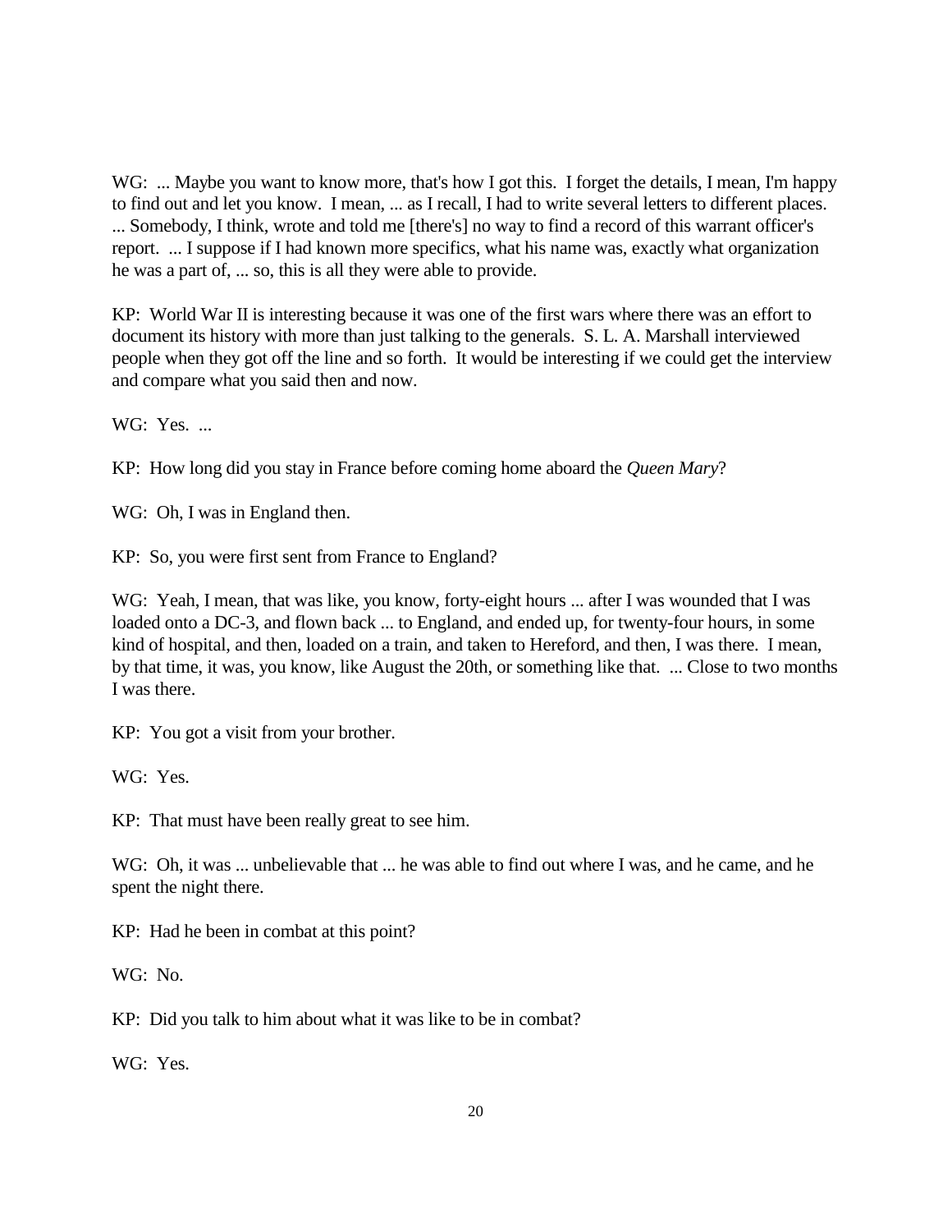WG: ... Maybe you want to know more, that's how I got this. I forget the details, I mean, I'm happy to find out and let you know. I mean, ... as I recall, I had to write several letters to different places. ... Somebody, I think, wrote and told me [there's] no way to find a record of this warrant officer's report. ... I suppose if I had known more specifics, what his name was, exactly what organization he was a part of, ... so, this is all they were able to provide.

KP: World War II is interesting because it was one of the first wars where there was an effort to document its history with more than just talking to the generals. S. L. A. Marshall interviewed people when they got off the line and so forth. It would be interesting if we could get the interview and compare what you said then and now.

WG: Yes. ...

KP: How long did you stay in France before coming home aboard the *Queen Mary*?

WG: Oh, I was in England then.

KP: So, you were first sent from France to England?

WG: Yeah, I mean, that was like, you know, forty-eight hours ... after I was wounded that I was loaded onto a DC-3, and flown back ... to England, and ended up, for twenty-four hours, in some kind of hospital, and then, loaded on a train, and taken to Hereford, and then, I was there. I mean, by that time, it was, you know, like August the 20th, or something like that. ... Close to two months I was there.

KP: You got a visit from your brother.

WG: Yes.

KP: That must have been really great to see him.

WG: Oh, it was ... unbelievable that ... he was able to find out where I was, and he came, and he spent the night there.

KP: Had he been in combat at this point?

WG: No.

KP: Did you talk to him about what it was like to be in combat?

WG: Yes.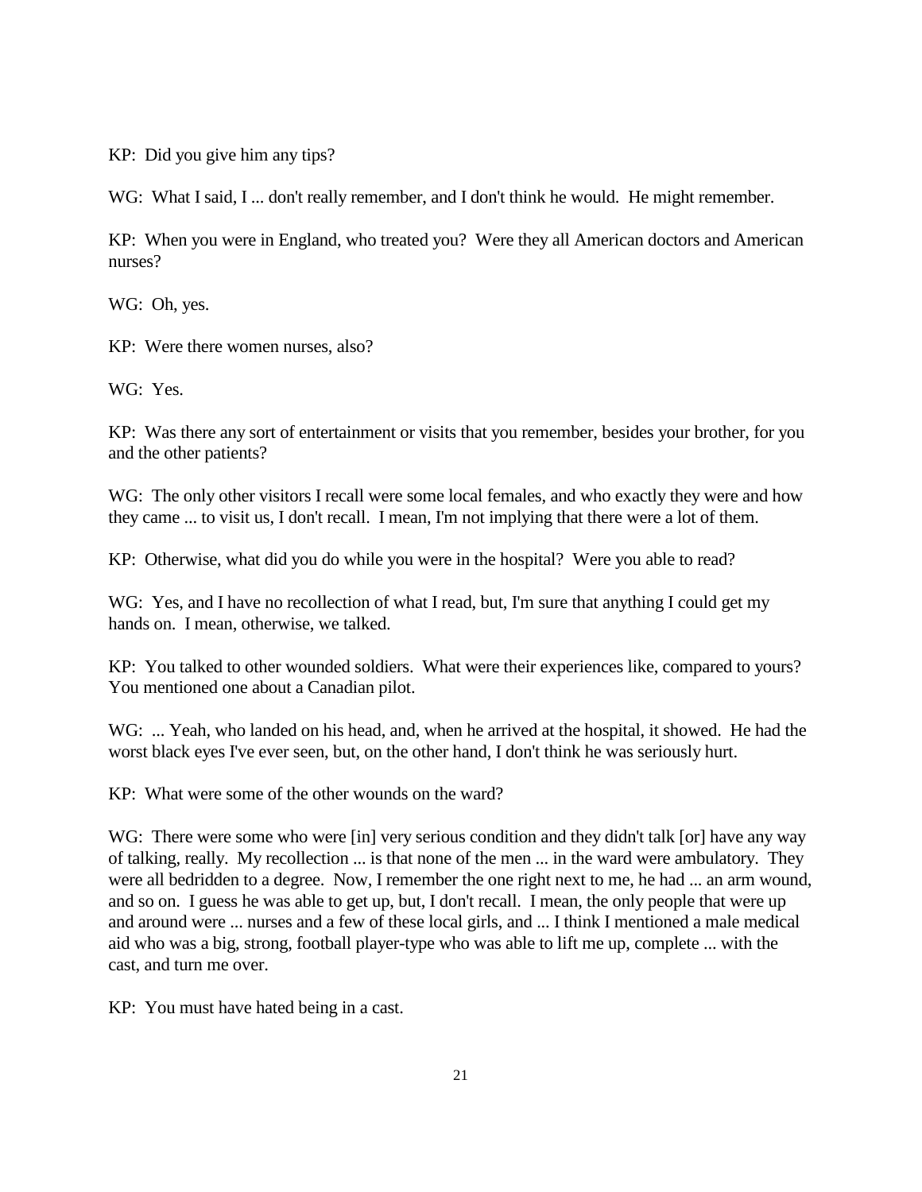KP: Did you give him any tips?

WG: What I said, I ... don't really remember, and I don't think he would. He might remember.

KP: When you were in England, who treated you? Were they all American doctors and American nurses?

WG: Oh, yes.

KP: Were there women nurses, also?

WG: Yes.

KP: Was there any sort of entertainment or visits that you remember, besides your brother, for you and the other patients?

WG: The only other visitors I recall were some local females, and who exactly they were and how they came ... to visit us, I don't recall. I mean, I'm not implying that there were a lot of them.

KP: Otherwise, what did you do while you were in the hospital? Were you able to read?

WG: Yes, and I have no recollection of what I read, but, I'm sure that anything I could get my hands on. I mean, otherwise, we talked.

KP: You talked to other wounded soldiers. What were their experiences like, compared to yours? You mentioned one about a Canadian pilot.

WG: ... Yeah, who landed on his head, and, when he arrived at the hospital, it showed. He had the worst black eyes I've ever seen, but, on the other hand, I don't think he was seriously hurt.

KP: What were some of the other wounds on the ward?

WG: There were some who were [in] very serious condition and they didn't talk [or] have any way of talking, really. My recollection ... is that none of the men ... in the ward were ambulatory. They were all bedridden to a degree. Now, I remember the one right next to me, he had ... an arm wound, and so on. I guess he was able to get up, but, I don't recall. I mean, the only people that were up and around were ... nurses and a few of these local girls, and ... I think I mentioned a male medical aid who was a big, strong, football player-type who was able to lift me up, complete ... with the cast, and turn me over.

KP: You must have hated being in a cast.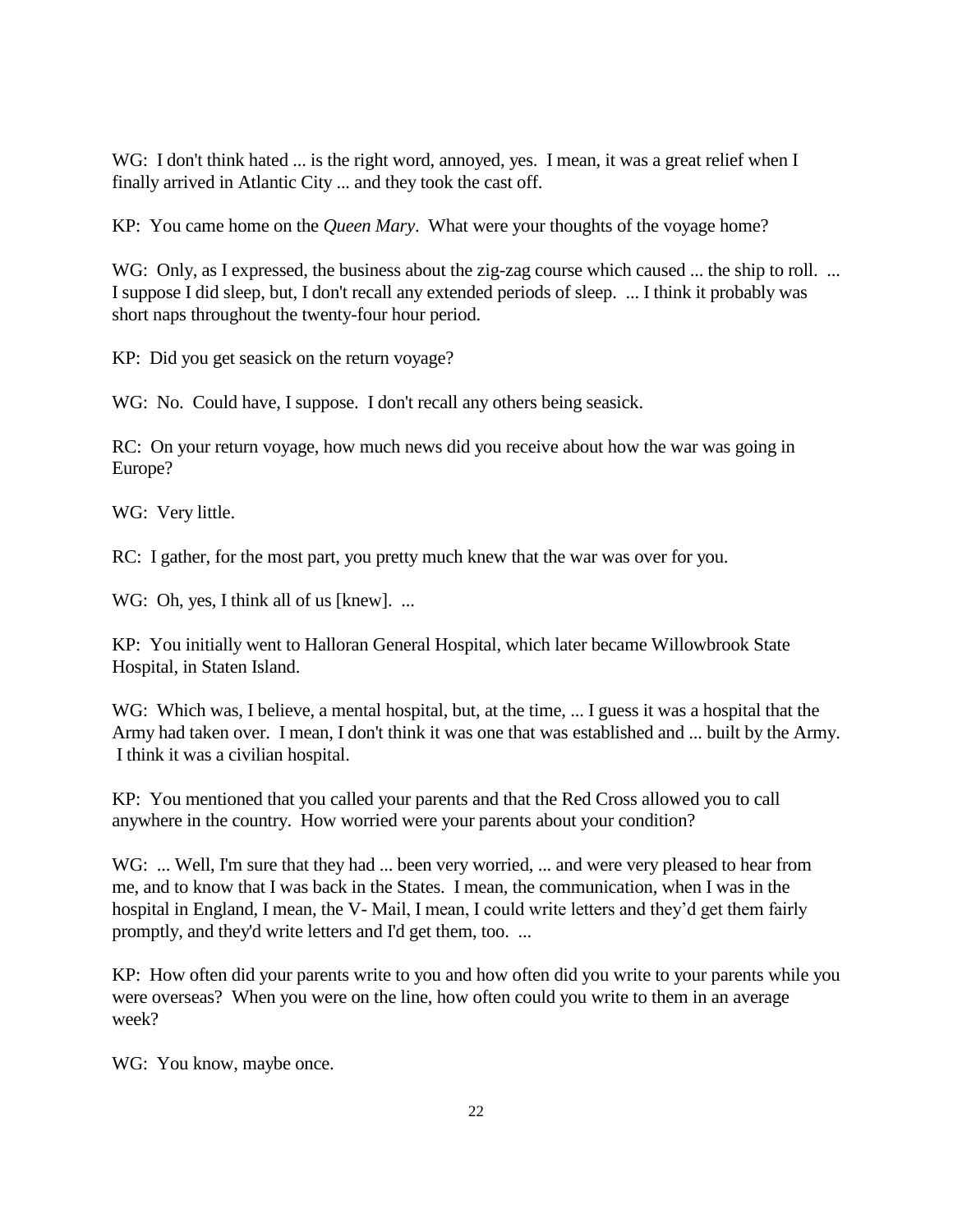WG: I don't think hated ... is the right word, annoyed, yes. I mean, it was a great relief when I finally arrived in Atlantic City ... and they took the cast off.

KP: You came home on the *Queen Mary*. What were your thoughts of the voyage home?

WG: Only, as I expressed, the business about the zig-zag course which caused ... the ship to roll. ... I suppose I did sleep, but, I don't recall any extended periods of sleep. ... I think it probably was short naps throughout the twenty-four hour period.

KP: Did you get seasick on the return voyage?

WG: No. Could have, I suppose. I don't recall any others being seasick.

RC: On your return voyage, how much news did you receive about how the war was going in Europe?

WG: Very little.

RC: I gather, for the most part, you pretty much knew that the war was over for you.

WG: Oh, yes, I think all of us [knew]. ...

KP: You initially went to Halloran General Hospital, which later became Willowbrook State Hospital, in Staten Island.

WG: Which was, I believe, a mental hospital, but, at the time, ... I guess it was a hospital that the Army had taken over. I mean, I don't think it was one that was established and ... built by the Army. I think it was a civilian hospital.

KP: You mentioned that you called your parents and that the Red Cross allowed you to call anywhere in the country. How worried were your parents about your condition?

WG: ... Well, I'm sure that they had ... been very worried, ... and were very pleased to hear from me, and to know that I was back in the States. I mean, the communication, when I was in the hospital in England, I mean, the V- Mail, I mean, I could write letters and they'd get them fairly promptly, and they'd write letters and I'd get them, too. ...

KP: How often did your parents write to you and how often did you write to your parents while you were overseas? When you were on the line, how often could you write to them in an average week?

WG: You know, maybe once.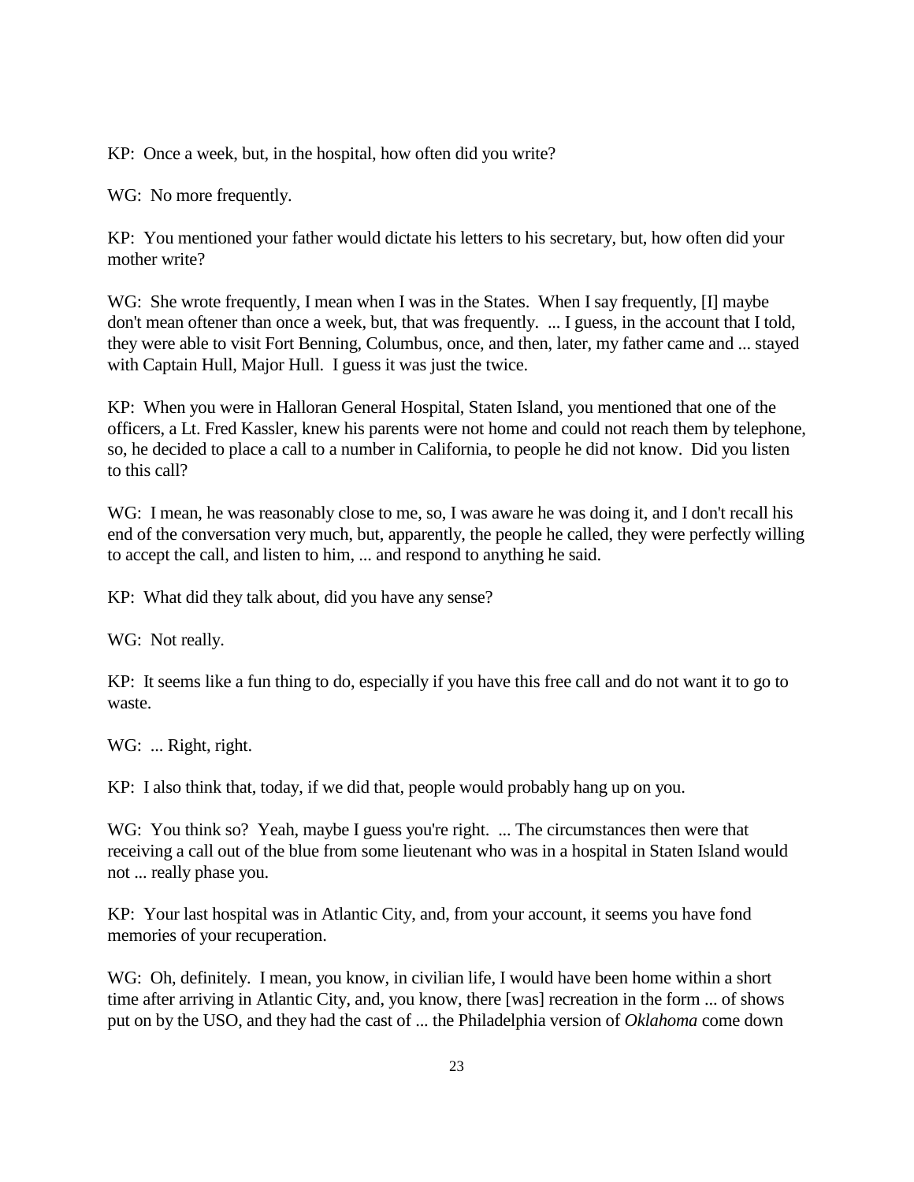KP: Once a week, but, in the hospital, how often did you write?

WG: No more frequently.

KP: You mentioned your father would dictate his letters to his secretary, but, how often did your mother write?

WG: She wrote frequently, I mean when I was in the States. When I say frequently, [I] maybe don't mean oftener than once a week, but, that was frequently. ... I guess, in the account that I told, they were able to visit Fort Benning, Columbus, once, and then, later, my father came and ... stayed with Captain Hull, Major Hull. I guess it was just the twice.

KP: When you were in Halloran General Hospital, Staten Island, you mentioned that one of the officers, a Lt. Fred Kassler, knew his parents were not home and could not reach them by telephone, so, he decided to place a call to a number in California, to people he did not know. Did you listen to this call?

WG: I mean, he was reasonably close to me, so, I was aware he was doing it, and I don't recall his end of the conversation very much, but, apparently, the people he called, they were perfectly willing to accept the call, and listen to him, ... and respond to anything he said.

KP: What did they talk about, did you have any sense?

WG: Not really.

KP: It seems like a fun thing to do, especially if you have this free call and do not want it to go to waste.

WG: ... Right, right.

KP: I also think that, today, if we did that, people would probably hang up on you.

WG: You think so? Yeah, maybe I guess you're right. ... The circumstances then were that receiving a call out of the blue from some lieutenant who was in a hospital in Staten Island would not ... really phase you.

KP: Your last hospital was in Atlantic City, and, from your account, it seems you have fond memories of your recuperation.

WG: Oh, definitely. I mean, you know, in civilian life, I would have been home within a short time after arriving in Atlantic City, and, you know, there [was] recreation in the form ... of shows put on by the USO, and they had the cast of ... the Philadelphia version of *Oklahoma* come down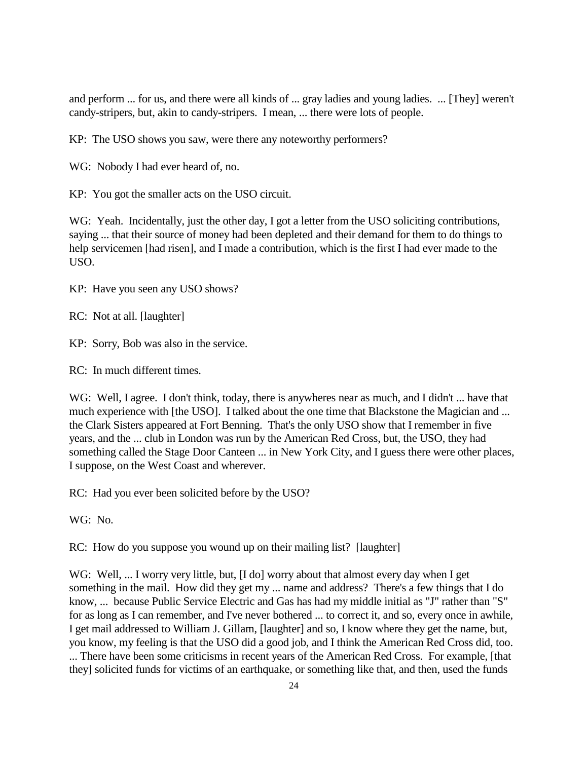and perform ... for us, and there were all kinds of ... gray ladies and young ladies. ... [They] weren't candy-stripers, but, akin to candy-stripers. I mean, ... there were lots of people.

KP: The USO shows you saw, were there any noteworthy performers?

WG: Nobody I had ever heard of, no.

KP: You got the smaller acts on the USO circuit.

WG: Yeah. Incidentally, just the other day, I got a letter from the USO soliciting contributions, saying ... that their source of money had been depleted and their demand for them to do things to help servicemen [had risen], and I made a contribution, which is the first I had ever made to the USO.

KP: Have you seen any USO shows?

RC: Not at all. [laughter]

KP: Sorry, Bob was also in the service.

RC: In much different times.

WG: Well, I agree. I don't think, today, there is anywheres near as much, and I didn't ... have that much experience with [the USO]. I talked about the one time that Blackstone the Magician and ... the Clark Sisters appeared at Fort Benning. That's the only USO show that I remember in five years, and the ... club in London was run by the American Red Cross, but, the USO, they had something called the Stage Door Canteen ... in New York City, and I guess there were other places, I suppose, on the West Coast and wherever.

RC: Had you ever been solicited before by the USO?

WG: No.

RC: How do you suppose you wound up on their mailing list? [laughter]

WG: Well, ... I worry very little, but, [I do] worry about that almost every day when I get something in the mail. How did they get my ... name and address? There's a few things that I do know, ... because Public Service Electric and Gas has had my middle initial as "J" rather than "S" for as long as I can remember, and I've never bothered ... to correct it, and so, every once in awhile, I get mail addressed to William J. Gillam, [laughter] and so, I know where they get the name, but, you know, my feeling is that the USO did a good job, and I think the American Red Cross did, too. ... There have been some criticisms in recent years of the American Red Cross. For example, [that they] solicited funds for victims of an earthquake, or something like that, and then, used the funds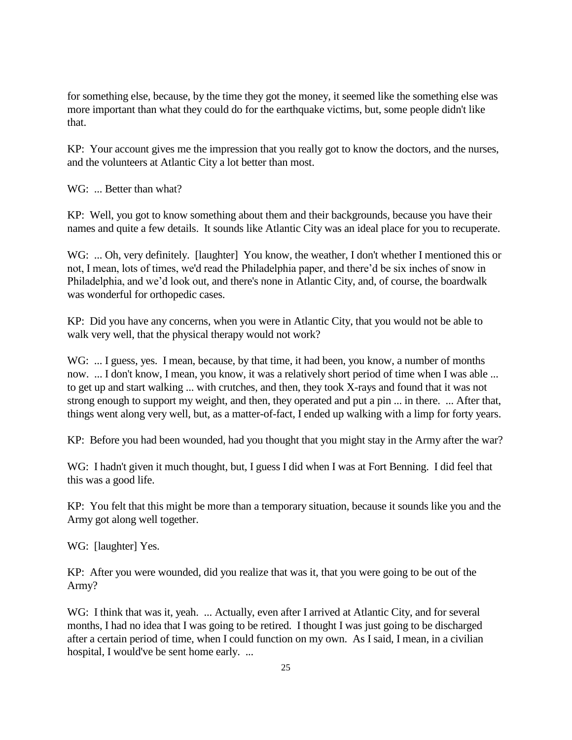for something else, because, by the time they got the money, it seemed like the something else was more important than what they could do for the earthquake victims, but, some people didn't like that.

KP: Your account gives me the impression that you really got to know the doctors, and the nurses, and the volunteers at Atlantic City a lot better than most.

WG: ... Better than what?

KP: Well, you got to know something about them and their backgrounds, because you have their names and quite a few details. It sounds like Atlantic City was an ideal place for you to recuperate.

WG: ... Oh, very definitely. [laughter] You know, the weather, I don't whether I mentioned this or not, I mean, lots of times, we'd read the Philadelphia paper, and there'd be six inches of snow in Philadelphia, and we'd look out, and there's none in Atlantic City, and, of course, the boardwalk was wonderful for orthopedic cases.

KP: Did you have any concerns, when you were in Atlantic City, that you would not be able to walk very well, that the physical therapy would not work?

WG: ... I guess, yes. I mean, because, by that time, it had been, you know, a number of months now. ... I don't know, I mean, you know, it was a relatively short period of time when I was able ... to get up and start walking ... with crutches, and then, they took X-rays and found that it was not strong enough to support my weight, and then, they operated and put a pin ... in there. ... After that, things went along very well, but, as a matter-of-fact, I ended up walking with a limp for forty years.

KP: Before you had been wounded, had you thought that you might stay in the Army after the war?

WG: I hadn't given it much thought, but, I guess I did when I was at Fort Benning. I did feel that this was a good life.

KP: You felt that this might be more than a temporary situation, because it sounds like you and the Army got along well together.

WG: [laughter] Yes.

KP: After you were wounded, did you realize that was it, that you were going to be out of the Army?

WG: I think that was it, yeah. ... Actually, even after I arrived at Atlantic City, and for several months, I had no idea that I was going to be retired. I thought I was just going to be discharged after a certain period of time, when I could function on my own. As I said, I mean, in a civilian hospital, I would've be sent home early. ...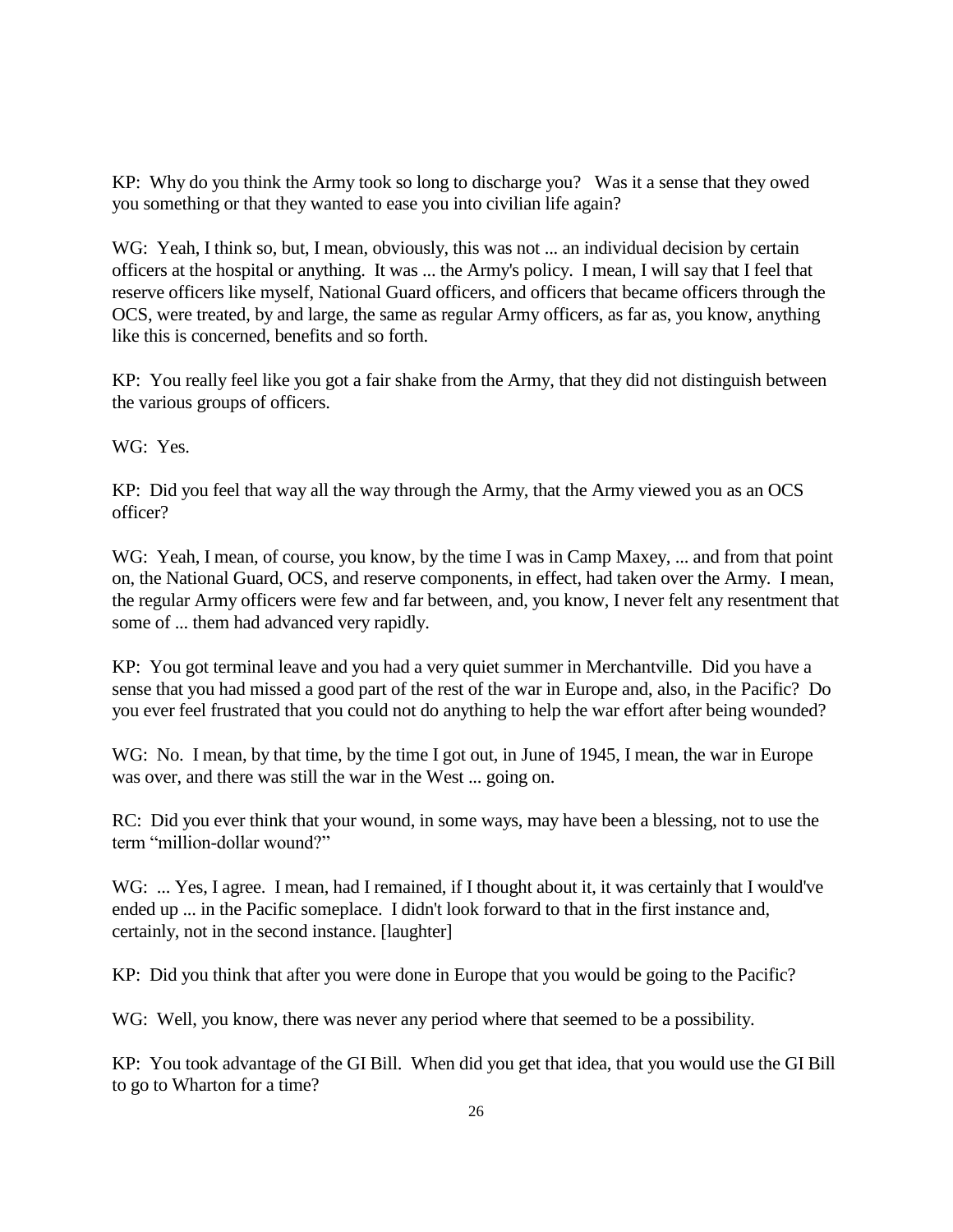KP: Why do you think the Army took so long to discharge you? Was it a sense that they owed you something or that they wanted to ease you into civilian life again?

WG: Yeah, I think so, but, I mean, obviously, this was not ... an individual decision by certain officers at the hospital or anything. It was ... the Army's policy. I mean, I will say that I feel that reserve officers like myself, National Guard officers, and officers that became officers through the OCS, were treated, by and large, the same as regular Army officers, as far as, you know, anything like this is concerned, benefits and so forth.

KP: You really feel like you got a fair shake from the Army, that they did not distinguish between the various groups of officers.

WG: Yes.

KP: Did you feel that way all the way through the Army, that the Army viewed you as an OCS officer?

WG: Yeah, I mean, of course, you know, by the time I was in Camp Maxey, ... and from that point on, the National Guard, OCS, and reserve components, in effect, had taken over the Army. I mean, the regular Army officers were few and far between, and, you know, I never felt any resentment that some of ... them had advanced very rapidly.

KP: You got terminal leave and you had a very quiet summer in Merchantville. Did you have a sense that you had missed a good part of the rest of the war in Europe and, also, in the Pacific? Do you ever feel frustrated that you could not do anything to help the war effort after being wounded?

WG: No. I mean, by that time, by the time I got out, in June of 1945, I mean, the war in Europe was over, and there was still the war in the West ... going on.

RC: Did you ever think that your wound, in some ways, may have been a blessing, not to use the term "million-dollar wound?"

WG: ... Yes, I agree. I mean, had I remained, if I thought about it, it was certainly that I would've ended up ... in the Pacific someplace. I didn't look forward to that in the first instance and, certainly, not in the second instance. [laughter]

KP: Did you think that after you were done in Europe that you would be going to the Pacific?

WG: Well, you know, there was never any period where that seemed to be a possibility.

KP: You took advantage of the GI Bill. When did you get that idea, that you would use the GI Bill to go to Wharton for a time?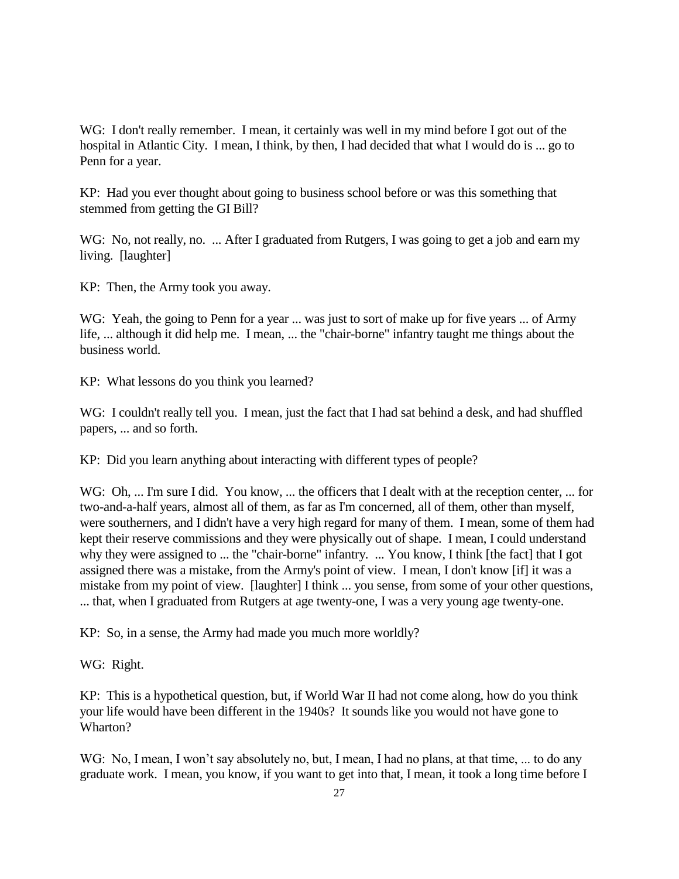WG: I don't really remember. I mean, it certainly was well in my mind before I got out of the hospital in Atlantic City. I mean, I think, by then, I had decided that what I would do is ... go to Penn for a year.

KP: Had you ever thought about going to business school before or was this something that stemmed from getting the GI Bill?

WG: No, not really, no. ... After I graduated from Rutgers, I was going to get a job and earn my living. [laughter]

KP: Then, the Army took you away.

WG: Yeah, the going to Penn for a year ... was just to sort of make up for five years ... of Army life, ... although it did help me. I mean, ... the "chair-borne" infantry taught me things about the business world.

KP: What lessons do you think you learned?

WG: I couldn't really tell you. I mean, just the fact that I had sat behind a desk, and had shuffled papers, ... and so forth.

KP: Did you learn anything about interacting with different types of people?

WG: Oh, ... I'm sure I did. You know, ... the officers that I dealt with at the reception center, ... for two-and-a-half years, almost all of them, as far as I'm concerned, all of them, other than myself, were southerners, and I didn't have a very high regard for many of them. I mean, some of them had kept their reserve commissions and they were physically out of shape. I mean, I could understand why they were assigned to ... the "chair-borne" infantry. ... You know, I think [the fact] that I got assigned there was a mistake, from the Army's point of view. I mean, I don't know [if] it was a mistake from my point of view. [laughter] I think ... you sense, from some of your other questions, ... that, when I graduated from Rutgers at age twenty-one, I was a very young age twenty-one.

KP: So, in a sense, the Army had made you much more worldly?

WG: Right.

KP: This is a hypothetical question, but, if World War II had not come along, how do you think your life would have been different in the 1940s? It sounds like you would not have gone to Wharton?

WG: No, I mean, I won't say absolutely no, but, I mean, I had no plans, at that time, ... to do any graduate work. I mean, you know, if you want to get into that, I mean, it took a long time before I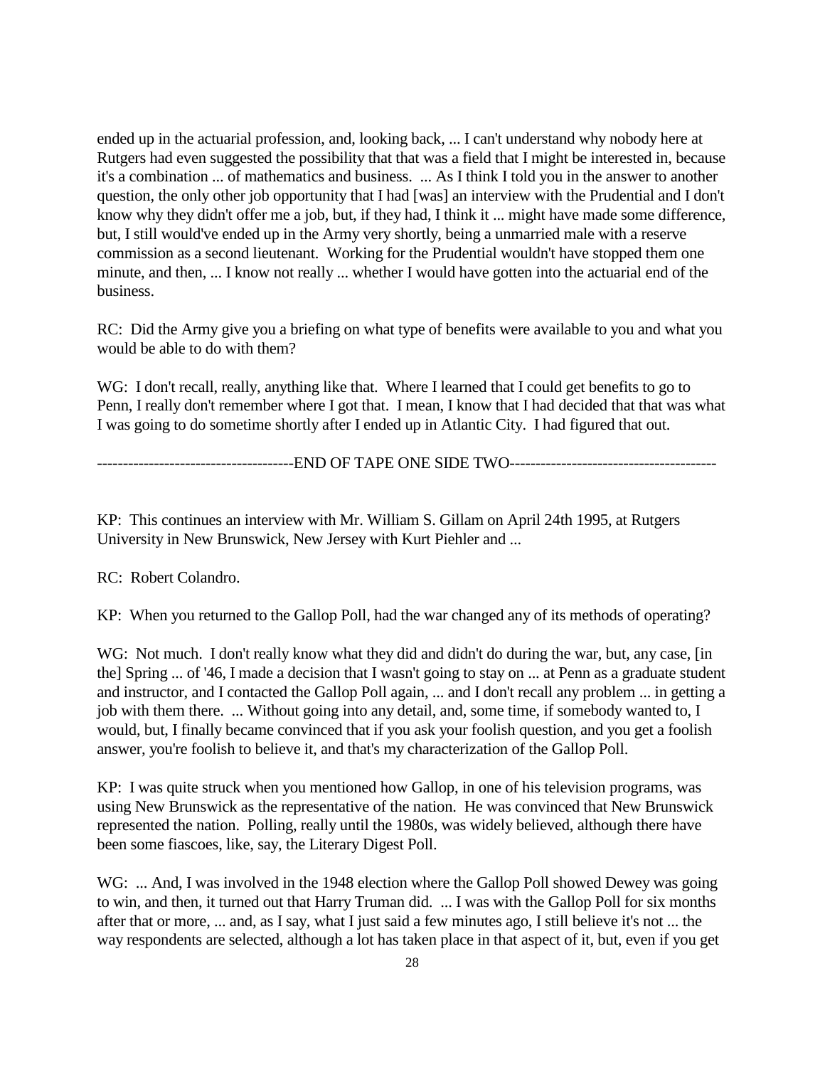ended up in the actuarial profession, and, looking back, ... I can't understand why nobody here at Rutgers had even suggested the possibility that that was a field that I might be interested in, because it's a combination ... of mathematics and business. ... As I think I told you in the answer to another question, the only other job opportunity that I had [was] an interview with the Prudential and I don't know why they didn't offer me a job, but, if they had, I think it ... might have made some difference, but, I still would've ended up in the Army very shortly, being a unmarried male with a reserve commission as a second lieutenant. Working for the Prudential wouldn't have stopped them one minute, and then, ... I know not really ... whether I would have gotten into the actuarial end of the business.

RC: Did the Army give you a briefing on what type of benefits were available to you and what you would be able to do with them?

WG: I don't recall, really, anything like that. Where I learned that I could get benefits to go to Penn, I really don't remember where I got that. I mean, I know that I had decided that that was what I was going to do sometime shortly after I ended up in Atlantic City. I had figured that out.

-------------------------------------END OF TAPE ONE SIDE TWO----------------------------------------

KP: This continues an interview with Mr. William S. Gillam on April 24th 1995, at Rutgers University in New Brunswick, New Jersey with Kurt Piehler and ...

RC: Robert Colandro.

KP: When you returned to the Gallop Poll, had the war changed any of its methods of operating?

WG: Not much. I don't really know what they did and didn't do during the war, but, any case, [in the] Spring ... of '46, I made a decision that I wasn't going to stay on ... at Penn as a graduate student and instructor, and I contacted the Gallop Poll again, ... and I don't recall any problem ... in getting a job with them there. ... Without going into any detail, and, some time, if somebody wanted to, I would, but, I finally became convinced that if you ask your foolish question, and you get a foolish answer, you're foolish to believe it, and that's my characterization of the Gallop Poll.

KP: I was quite struck when you mentioned how Gallop, in one of his television programs, was using New Brunswick as the representative of the nation. He was convinced that New Brunswick represented the nation. Polling, really until the 1980s, was widely believed, although there have been some fiascoes, like, say, the Literary Digest Poll.

WG: ... And, I was involved in the 1948 election where the Gallop Poll showed Dewey was going to win, and then, it turned out that Harry Truman did. ... I was with the Gallop Poll for six months after that or more, ... and, as I say, what I just said a few minutes ago, I still believe it's not ... the way respondents are selected, although a lot has taken place in that aspect of it, but, even if you get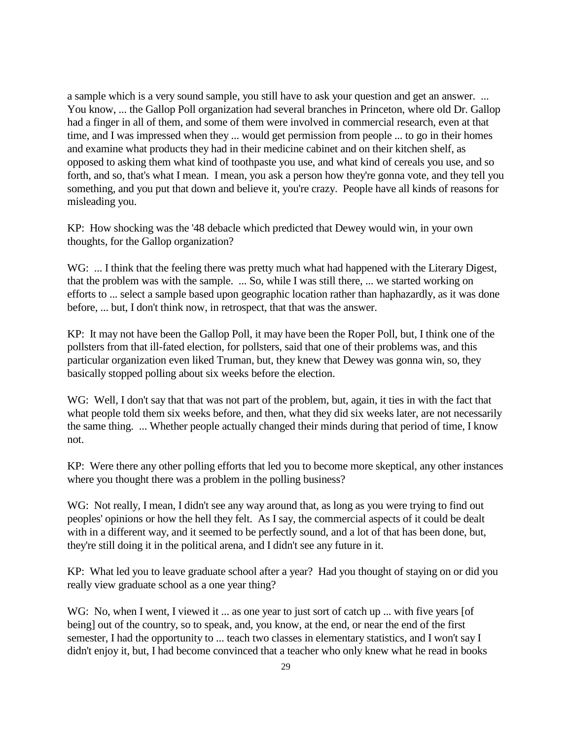a sample which is a very sound sample, you still have to ask your question and get an answer. ... You know, ... the Gallop Poll organization had several branches in Princeton, where old Dr. Gallop had a finger in all of them, and some of them were involved in commercial research, even at that time, and I was impressed when they ... would get permission from people ... to go in their homes and examine what products they had in their medicine cabinet and on their kitchen shelf, as opposed to asking them what kind of toothpaste you use, and what kind of cereals you use, and so forth, and so, that's what I mean. I mean, you ask a person how they're gonna vote, and they tell you something, and you put that down and believe it, you're crazy. People have all kinds of reasons for misleading you.

KP: How shocking was the '48 debacle which predicted that Dewey would win, in your own thoughts, for the Gallop organization?

WG: ... I think that the feeling there was pretty much what had happened with the Literary Digest, that the problem was with the sample. ... So, while I was still there, ... we started working on efforts to ... select a sample based upon geographic location rather than haphazardly, as it was done before, ... but, I don't think now, in retrospect, that that was the answer.

KP: It may not have been the Gallop Poll, it may have been the Roper Poll, but, I think one of the pollsters from that ill-fated election, for pollsters, said that one of their problems was, and this particular organization even liked Truman, but, they knew that Dewey was gonna win, so, they basically stopped polling about six weeks before the election.

WG: Well, I don't say that that was not part of the problem, but, again, it ties in with the fact that what people told them six weeks before, and then, what they did six weeks later, are not necessarily the same thing. ... Whether people actually changed their minds during that period of time, I know not.

KP: Were there any other polling efforts that led you to become more skeptical, any other instances where you thought there was a problem in the polling business?

WG: Not really, I mean, I didn't see any way around that, as long as you were trying to find out peoples' opinions or how the hell they felt. As I say, the commercial aspects of it could be dealt with in a different way, and it seemed to be perfectly sound, and a lot of that has been done, but, they're still doing it in the political arena, and I didn't see any future in it.

KP: What led you to leave graduate school after a year? Had you thought of staying on or did you really view graduate school as a one year thing?

WG: No, when I went, I viewed it ... as one year to just sort of catch up ... with five years [of being] out of the country, so to speak, and, you know, at the end, or near the end of the first semester, I had the opportunity to ... teach two classes in elementary statistics, and I won't say I didn't enjoy it, but, I had become convinced that a teacher who only knew what he read in books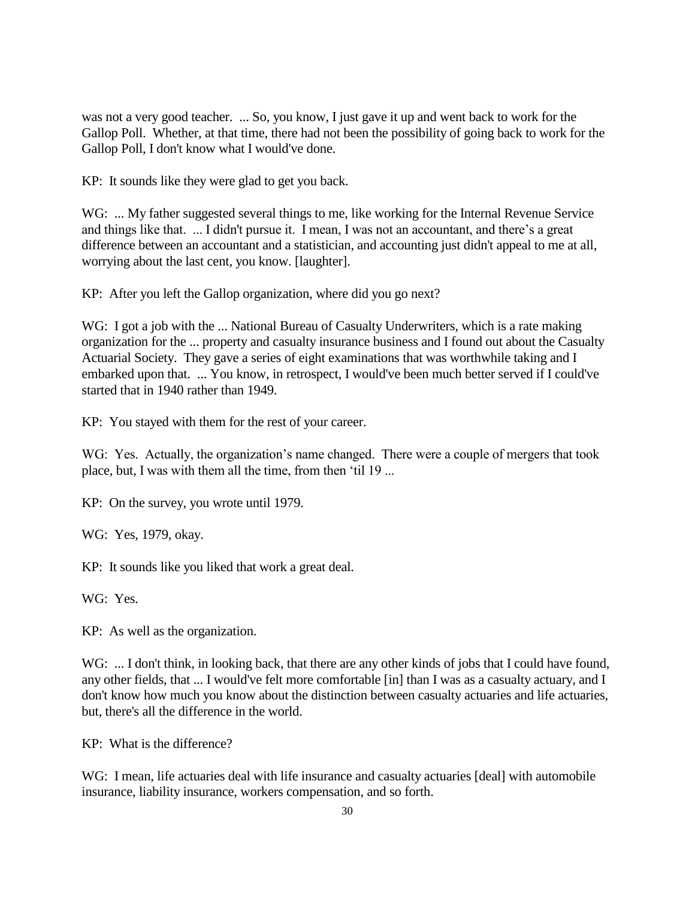was not a very good teacher. ... So, you know, I just gave it up and went back to work for the Gallop Poll. Whether, at that time, there had not been the possibility of going back to work for the Gallop Poll, I don't know what I would've done.

KP: It sounds like they were glad to get you back.

WG: ... My father suggested several things to me, like working for the Internal Revenue Service and things like that. ... I didn't pursue it. I mean, I was not an accountant, and there's a great difference between an accountant and a statistician, and accounting just didn't appeal to me at all, worrying about the last cent, you know. [laughter].

KP: After you left the Gallop organization, where did you go next?

WG: I got a job with the ... National Bureau of Casualty Underwriters, which is a rate making organization for the ... property and casualty insurance business and I found out about the Casualty Actuarial Society. They gave a series of eight examinations that was worthwhile taking and I embarked upon that. ... You know, in retrospect, I would've been much better served if I could've started that in 1940 rather than 1949.

KP: You stayed with them for the rest of your career.

WG: Yes. Actually, the organization's name changed. There were a couple of mergers that took place, but, I was with them all the time, from then 'til 19 ...

KP: On the survey, you wrote until 1979.

WG: Yes, 1979, okay.

KP: It sounds like you liked that work a great deal.

WG: Yes.

KP: As well as the organization.

WG: ... I don't think, in looking back, that there are any other kinds of jobs that I could have found, any other fields, that ... I would've felt more comfortable [in] than I was as a casualty actuary, and I don't know how much you know about the distinction between casualty actuaries and life actuaries, but, there's all the difference in the world.

KP: What is the difference?

WG: I mean, life actuaries deal with life insurance and casualty actuaries [deal] with automobile insurance, liability insurance, workers compensation, and so forth.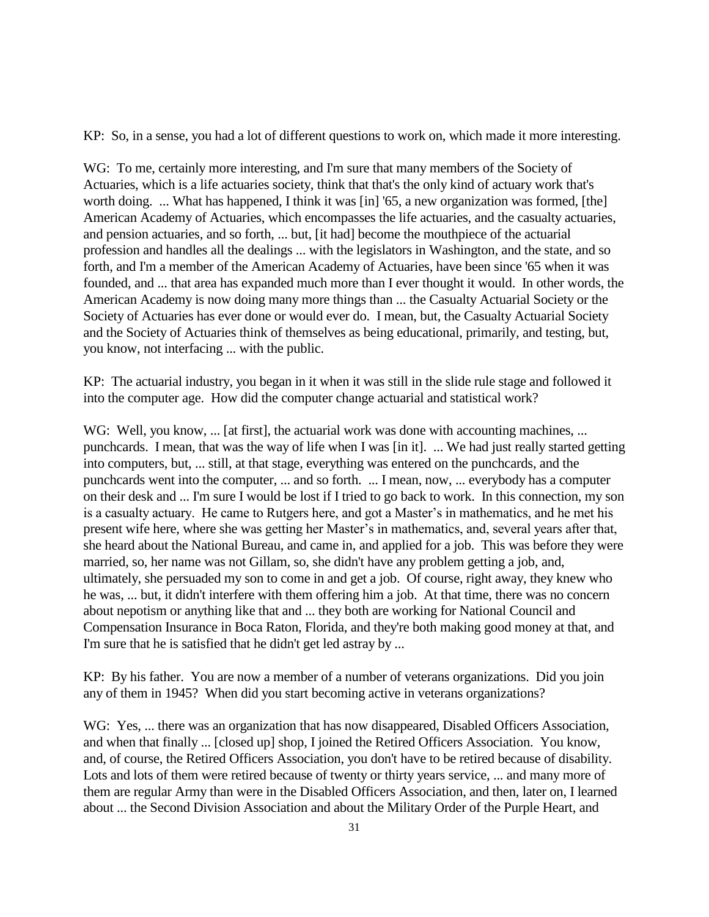KP: So, in a sense, you had a lot of different questions to work on, which made it more interesting.

WG: To me, certainly more interesting, and I'm sure that many members of the Society of Actuaries, which is a life actuaries society, think that that's the only kind of actuary work that's worth doing. ... What has happened, I think it was [in] '65, a new organization was formed, [the] American Academy of Actuaries, which encompasses the life actuaries, and the casualty actuaries, and pension actuaries, and so forth, ... but, [it had] become the mouthpiece of the actuarial profession and handles all the dealings ... with the legislators in Washington, and the state, and so forth, and I'm a member of the American Academy of Actuaries, have been since '65 when it was founded, and ... that area has expanded much more than I ever thought it would. In other words, the American Academy is now doing many more things than ... the Casualty Actuarial Society or the Society of Actuaries has ever done or would ever do. I mean, but, the Casualty Actuarial Society and the Society of Actuaries think of themselves as being educational, primarily, and testing, but, you know, not interfacing ... with the public.

KP: The actuarial industry, you began in it when it was still in the slide rule stage and followed it into the computer age. How did the computer change actuarial and statistical work?

WG: Well, you know, ... [at first], the actuarial work was done with accounting machines, ... punchcards. I mean, that was the way of life when I was [in it]. ... We had just really started getting into computers, but, ... still, at that stage, everything was entered on the punchcards, and the punchcards went into the computer, ... and so forth. ... I mean, now, ... everybody has a computer on their desk and ... I'm sure I would be lost if I tried to go back to work. In this connection, my son is a casualty actuary. He came to Rutgers here, and got a Master's in mathematics, and he met his present wife here, where she was getting her Master's in mathematics, and, several years after that, she heard about the National Bureau, and came in, and applied for a job. This was before they were married, so, her name was not Gillam, so, she didn't have any problem getting a job, and, ultimately, she persuaded my son to come in and get a job. Of course, right away, they knew who he was, ... but, it didn't interfere with them offering him a job. At that time, there was no concern about nepotism or anything like that and ... they both are working for National Council and Compensation Insurance in Boca Raton, Florida, and they're both making good money at that, and I'm sure that he is satisfied that he didn't get led astray by ...

KP: By his father. You are now a member of a number of veterans organizations. Did you join any of them in 1945? When did you start becoming active in veterans organizations?

WG: Yes, ... there was an organization that has now disappeared, Disabled Officers Association, and when that finally ... [closed up] shop, I joined the Retired Officers Association. You know, and, of course, the Retired Officers Association, you don't have to be retired because of disability. Lots and lots of them were retired because of twenty or thirty years service, ... and many more of them are regular Army than were in the Disabled Officers Association, and then, later on, I learned about ... the Second Division Association and about the Military Order of the Purple Heart, and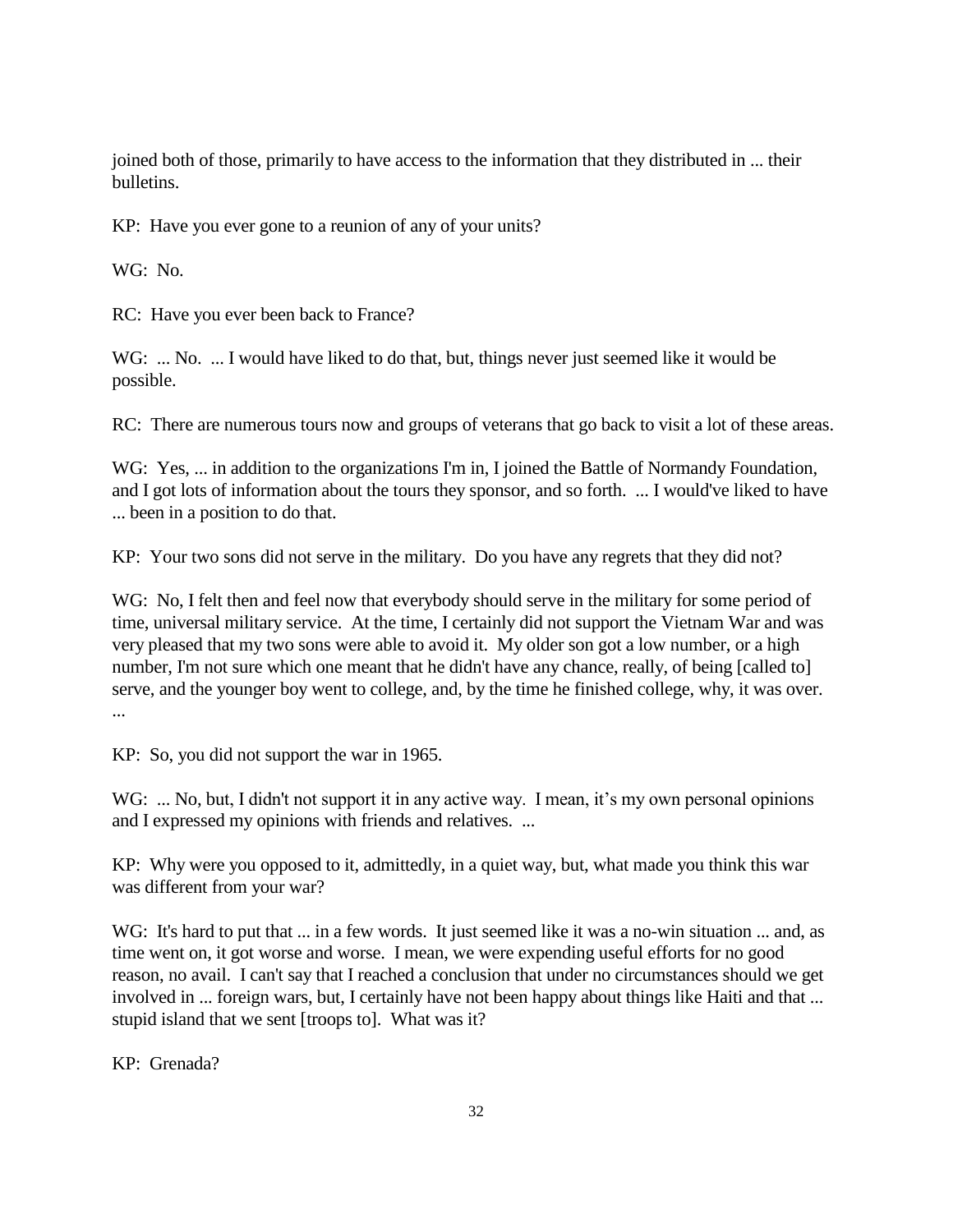joined both of those, primarily to have access to the information that they distributed in ... their bulletins.

KP: Have you ever gone to a reunion of any of your units?

WG: No.

RC: Have you ever been back to France?

WG: ... No. ... I would have liked to do that, but, things never just seemed like it would be possible.

RC: There are numerous tours now and groups of veterans that go back to visit a lot of these areas.

WG: Yes, ... in addition to the organizations I'm in, I joined the Battle of Normandy Foundation, and I got lots of information about the tours they sponsor, and so forth. ... I would've liked to have ... been in a position to do that.

KP: Your two sons did not serve in the military. Do you have any regrets that they did not?

WG: No, I felt then and feel now that everybody should serve in the military for some period of time, universal military service. At the time, I certainly did not support the Vietnam War and was very pleased that my two sons were able to avoid it. My older son got a low number, or a high number, I'm not sure which one meant that he didn't have any chance, really, of being [called to] serve, and the younger boy went to college, and, by the time he finished college, why, it was over. ...

KP: So, you did not support the war in 1965.

WG: ... No, but, I didn't not support it in any active way. I mean, it's my own personal opinions and I expressed my opinions with friends and relatives. ...

KP: Why were you opposed to it, admittedly, in a quiet way, but, what made you think this war was different from your war?

WG: It's hard to put that ... in a few words. It just seemed like it was a no-win situation ... and, as time went on, it got worse and worse. I mean, we were expending useful efforts for no good reason, no avail. I can't say that I reached a conclusion that under no circumstances should we get involved in ... foreign wars, but, I certainly have not been happy about things like Haiti and that ... stupid island that we sent [troops to]. What was it?

KP: Grenada?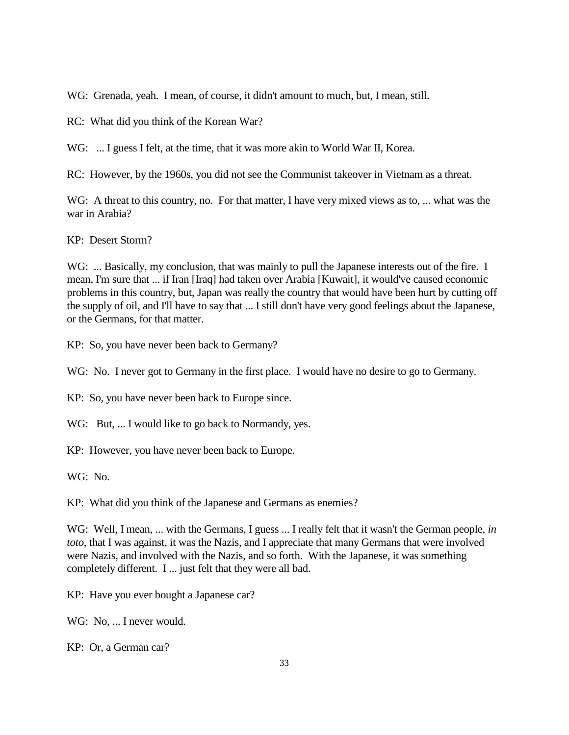WG: Grenada, yeah. I mean, of course, it didn't amount to much, but, I mean, still.

RC: What did you think of the Korean War?

WG: ... I guess I felt, at the time, that it was more akin to World War II, Korea.

RC: However, by the 1960s, you did not see the Communist takeover in Vietnam as a threat.

WG: A threat to this country, no. For that matter, I have very mixed views as to, ... what was the war in Arabia?

KP: Desert Storm?

WG: ... Basically, my conclusion, that was mainly to pull the Japanese interests out of the fire. I mean, I'm sure that ... if Iran [Iraq] had taken over Arabia [Kuwait], it would've caused economic problems in this country, but, Japan was really the country that would have been hurt by cutting off the supply of oil, and I'll have to say that ... I still don't have very good feelings about the Japanese, or the Germans, for that matter.

KP: So, you have never been back to Germany?

WG: No. I never got to Germany in the first place. I would have no desire to go to Germany.

KP: So, you have never been back to Europe since.

WG: But, ... I would like to go back to Normandy, yes.

KP: However, you have never been back to Europe.

WG: No.

KP: What did you think of the Japanese and Germans as enemies?

WG: Well, I mean, ... with the Germans, I guess ... I really felt that it wasn't the German people, *in toto*, that I was against, it was the Nazis, and I appreciate that many Germans that were involved were Nazis, and involved with the Nazis, and so forth. With the Japanese, it was something completely different. I ... just felt that they were all bad.

KP: Have you ever bought a Japanese car?

WG: No, ... I never would.

KP: Or, a German car?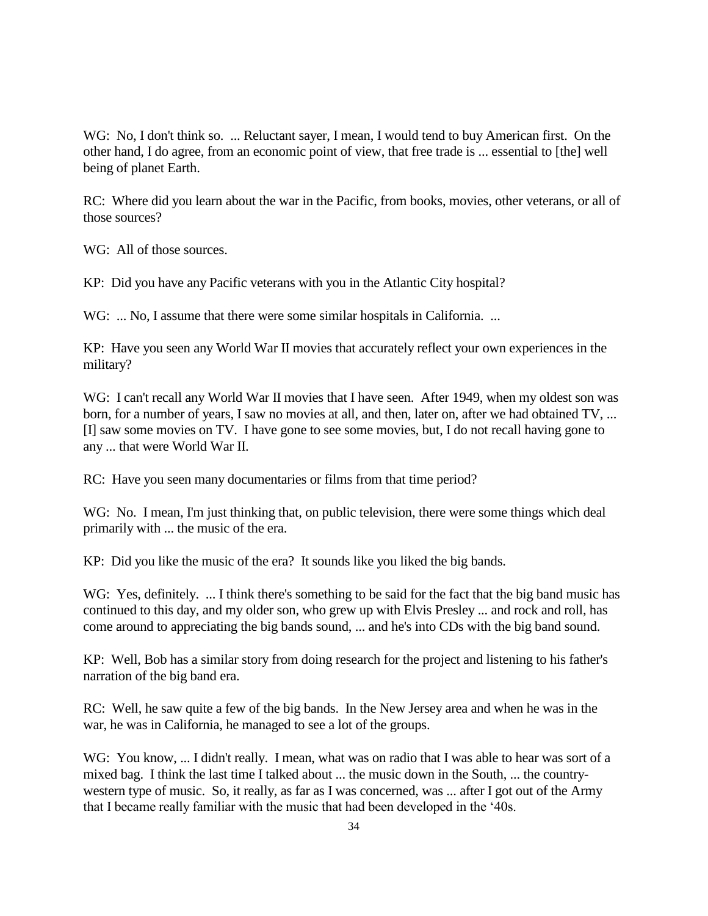WG: No, I don't think so. ... Reluctant sayer, I mean, I would tend to buy American first. On the other hand, I do agree, from an economic point of view, that free trade is ... essential to [the] well being of planet Earth.

RC: Where did you learn about the war in the Pacific, from books, movies, other veterans, or all of those sources?

WG: All of those sources.

KP: Did you have any Pacific veterans with you in the Atlantic City hospital?

WG: ... No, I assume that there were some similar hospitals in California. ...

KP: Have you seen any World War II movies that accurately reflect your own experiences in the military?

WG: I can't recall any World War II movies that I have seen. After 1949, when my oldest son was born, for a number of years, I saw no movies at all, and then, later on, after we had obtained TV, ... [I] saw some movies on TV. I have gone to see some movies, but, I do not recall having gone to any ... that were World War II.

RC: Have you seen many documentaries or films from that time period?

WG: No. I mean, I'm just thinking that, on public television, there were some things which deal primarily with ... the music of the era.

KP: Did you like the music of the era? It sounds like you liked the big bands.

WG: Yes, definitely. ... I think there's something to be said for the fact that the big band music has continued to this day, and my older son, who grew up with Elvis Presley ... and rock and roll, has come around to appreciating the big bands sound, ... and he's into CDs with the big band sound.

KP: Well, Bob has a similar story from doing research for the project and listening to his father's narration of the big band era.

RC: Well, he saw quite a few of the big bands. In the New Jersey area and when he was in the war, he was in California, he managed to see a lot of the groups.

WG: You know, ... I didn't really. I mean, what was on radio that I was able to hear was sort of a mixed bag. I think the last time I talked about ... the music down in the South, ... the country-western type of music. So, it really, as far as I was concerned, was ... after I got out of the Army that I became really familiar with the music that had been developed in the '40s.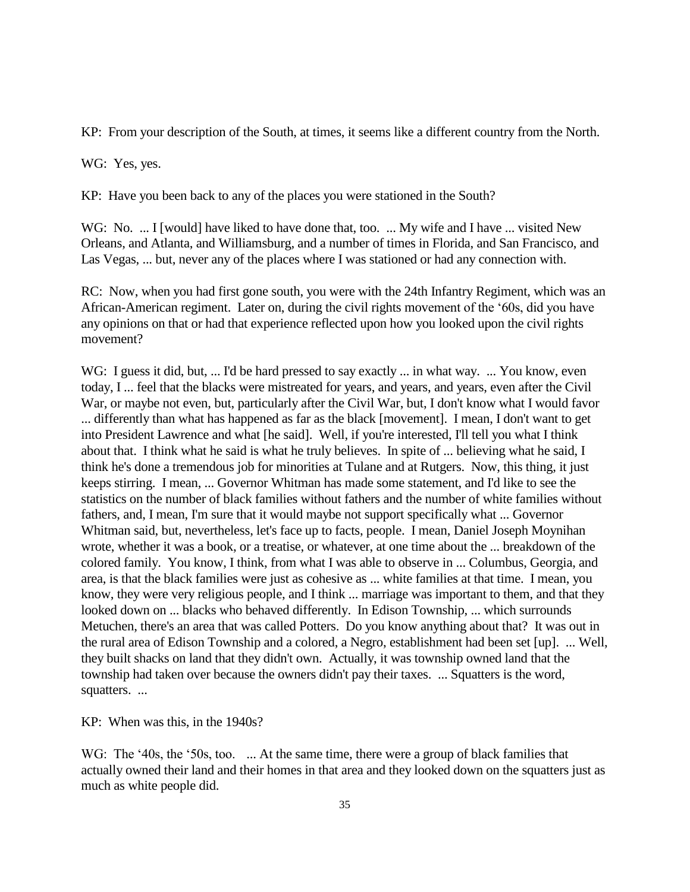KP: From your description of the South, at times, it seems like a different country from the North.

WG: Yes, yes.

KP: Have you been back to any of the places you were stationed in the South?

WG: No. ... I [would] have liked to have done that, too. ... My wife and I have ... visited New Orleans, and Atlanta, and Williamsburg, and a number of times in Florida, and San Francisco, and Las Vegas, ... but, never any of the places where I was stationed or had any connection with.

RC: Now, when you had first gone south, you were with the 24th Infantry Regiment, which was an African-American regiment. Later on, during the civil rights movement of the '60s, did you have any opinions on that or had that experience reflected upon how you looked upon the civil rights movement?

WG: I guess it did, but, ... I'd be hard pressed to say exactly ... in what way. ... You know, even today, I ... feel that the blacks were mistreated for years, and years, and years, even after the Civil War, or maybe not even, but, particularly after the Civil War, but, I don't know what I would favor ... differently than what has happened as far as the black [movement]. I mean, I don't want to get into President Lawrence and what [he said]. Well, if you're interested, I'll tell you what I think about that. I think what he said is what he truly believes. In spite of ... believing what he said, I think he's done a tremendous job for minorities at Tulane and at Rutgers. Now, this thing, it just keeps stirring. I mean, ... Governor Whitman has made some statement, and I'd like to see the statistics on the number of black families without fathers and the number of white families without fathers, and, I mean, I'm sure that it would maybe not support specifically what ... Governor Whitman said, but, nevertheless, let's face up to facts, people. I mean, Daniel Joseph Moynihan wrote, whether it was a book, or a treatise, or whatever, at one time about the ... breakdown of the colored family. You know, I think, from what I was able to observe in ... Columbus, Georgia, and area, is that the black families were just as cohesive as ... white families at that time. I mean, you know, they were very religious people, and I think ... marriage was important to them, and that they looked down on ... blacks who behaved differently. In Edison Township, ... which surrounds Metuchen, there's an area that was called Potters. Do you know anything about that? It was out in the rural area of Edison Township and a colored, a Negro, establishment had been set [up]. ... Well, they built shacks on land that they didn't own. Actually, it was township owned land that the township had taken over because the owners didn't pay their taxes. ... Squatters is the word, squatters. ...

KP: When was this, in the 1940s?

WG: The '40s, the '50s, too. ... At the same time, there were a group of black families that actually owned their land and their homes in that area and they looked down on the squatters just as much as white people did.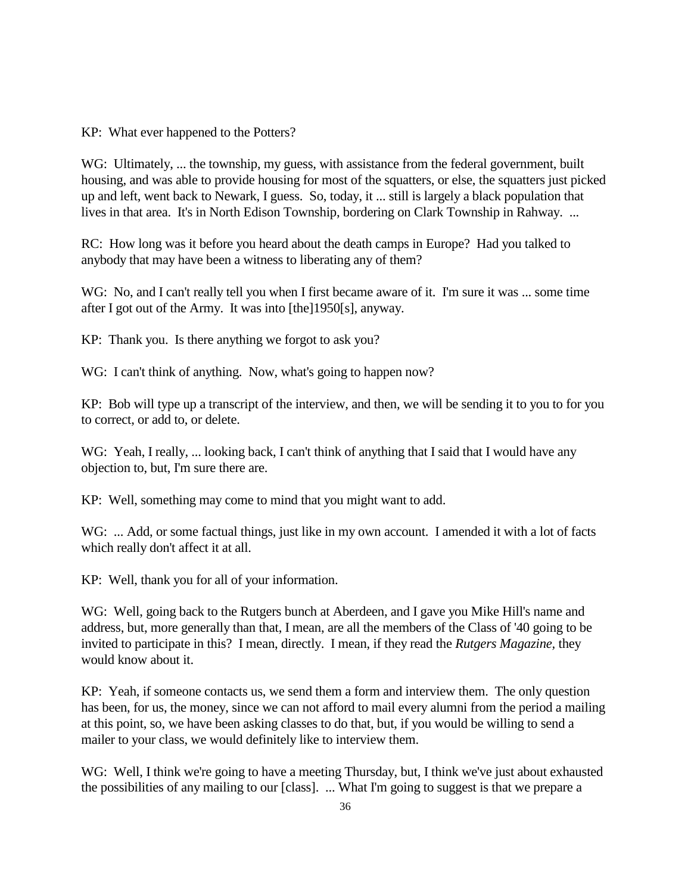KP: What ever happened to the Potters?

WG: Ultimately, ... the township, my guess, with assistance from the federal government, built housing, and was able to provide housing for most of the squatters, or else, the squatters just picked up and left, went back to Newark, I guess. So, today, it ... still is largely a black population that lives in that area. It's in North Edison Township, bordering on Clark Township in Rahway. ...

RC: How long was it before you heard about the death camps in Europe? Had you talked to anybody that may have been a witness to liberating any of them?

WG: No, and I can't really tell you when I first became aware of it. I'm sure it was ... some time after I got out of the Army. It was into [the]1950[s], anyway.

KP: Thank you. Is there anything we forgot to ask you?

WG: I can't think of anything. Now, what's going to happen now?

KP: Bob will type up a transcript of the interview, and then, we will be sending it to you to for you to correct, or add to, or delete.

WG: Yeah, I really, ... looking back, I can't think of anything that I said that I would have any objection to, but, I'm sure there are.

KP: Well, something may come to mind that you might want to add.

WG: ... Add, or some factual things, just like in my own account. I amended it with a lot of facts which really don't affect it at all.

KP: Well, thank you for all of your information.

WG: Well, going back to the Rutgers bunch at Aberdeen, and I gave you Mike Hill's name and address, but, more generally than that, I mean, are all the members of the Class of '40 going to be invited to participate in this? I mean, directly. I mean, if they read the *Rutgers Magazine,* they would know about it.

KP: Yeah, if someone contacts us, we send them a form and interview them. The only question has been, for us, the money, since we can not afford to mail every alumni from the period a mailing at this point, so, we have been asking classes to do that, but, if you would be willing to send a mailer to your class, we would definitely like to interview them.

WG: Well, I think we're going to have a meeting Thursday, but, I think we've just about exhausted the possibilities of any mailing to our [class]. ... What I'm going to suggest is that we prepare a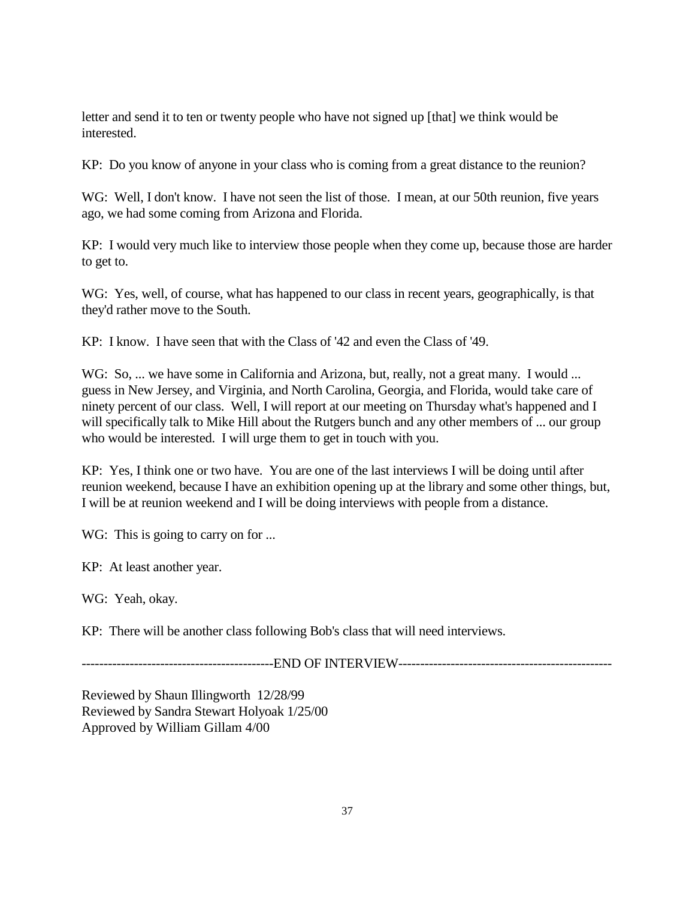letter and send it to ten or twenty people who have not signed up [that] we think would be interested.

KP: Do you know of anyone in your class who is coming from a great distance to the reunion?

WG: Well, I don't know. I have not seen the list of those. I mean, at our 50th reunion, five years ago, we had some coming from Arizona and Florida.

KP: I would very much like to interview those people when they come up, because those are harder to get to.

WG: Yes, well, of course, what has happened to our class in recent years, geographically, is that they'd rather move to the South.

KP: I know. I have seen that with the Class of '42 and even the Class of '49.

WG: So, ... we have some in California and Arizona, but, really, not a great many. I would ... guess in New Jersey, and Virginia, and North Carolina, Georgia, and Florida, would take care of ninety percent of our class. Well, I will report at our meeting on Thursday what's happened and I will specifically talk to Mike Hill about the Rutgers bunch and any other members of ... our group who would be interested. I will urge them to get in touch with you.

KP: Yes, I think one or two have. You are one of the last interviews I will be doing until after reunion weekend, because I have an exhibition opening up at the library and some other things, but, I will be at reunion weekend and I will be doing interviews with people from a distance.

WG: This is going to carry on for ...

KP: At least another year.

WG: Yeah, okay.

KP: There will be another class following Bob's class that will need interviews.

-------------------------------------------END OF INTERVIEW------------------------------------------------

Reviewed by Shaun Illingworth 12/28/99
Reviewed by Sandra Stewart Holyoak 1/25/00
Approved by William Gillam 4/00